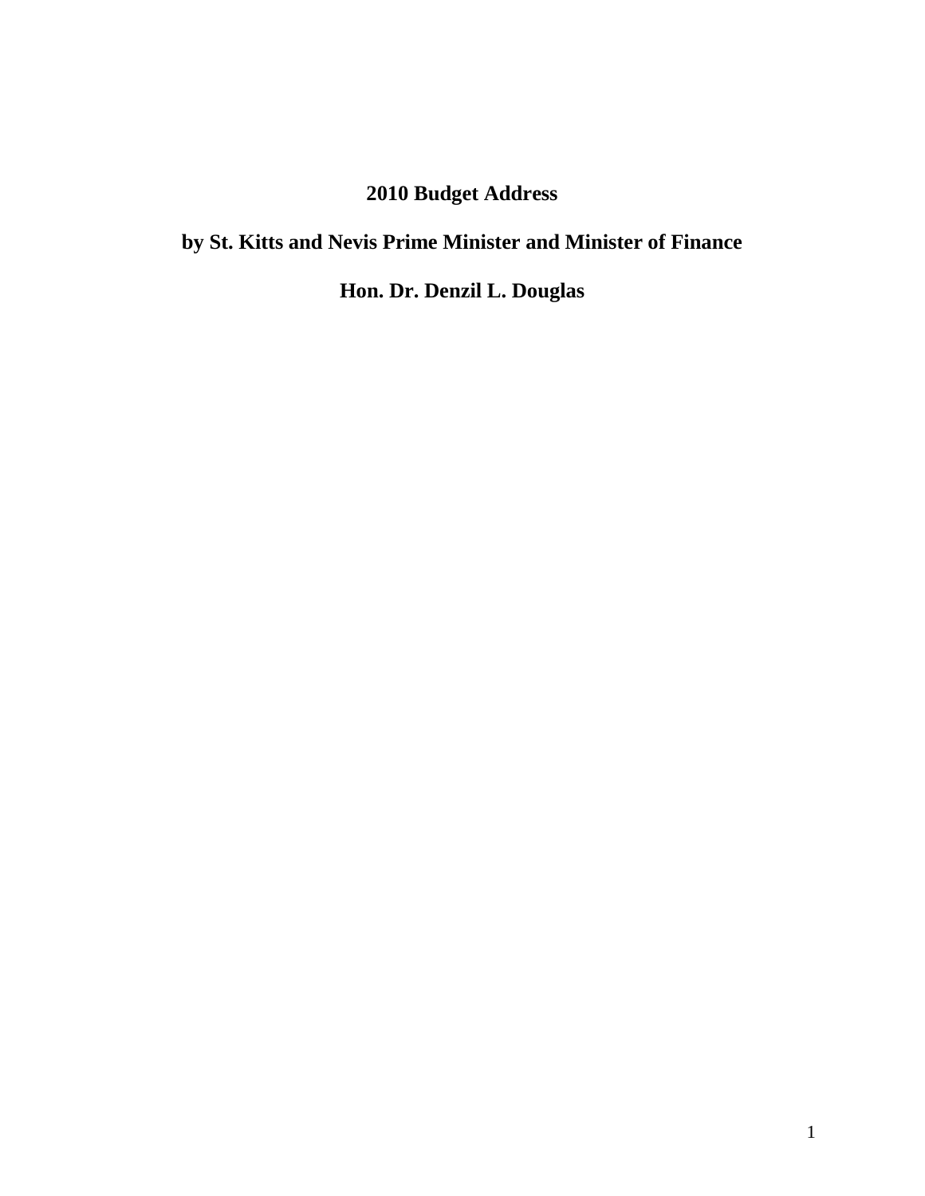# 2010 Budget Address

## by St. Kitts and Nevis Prime Minister and Minister of Finance

## Hon. Dr. Denzil L. Douglas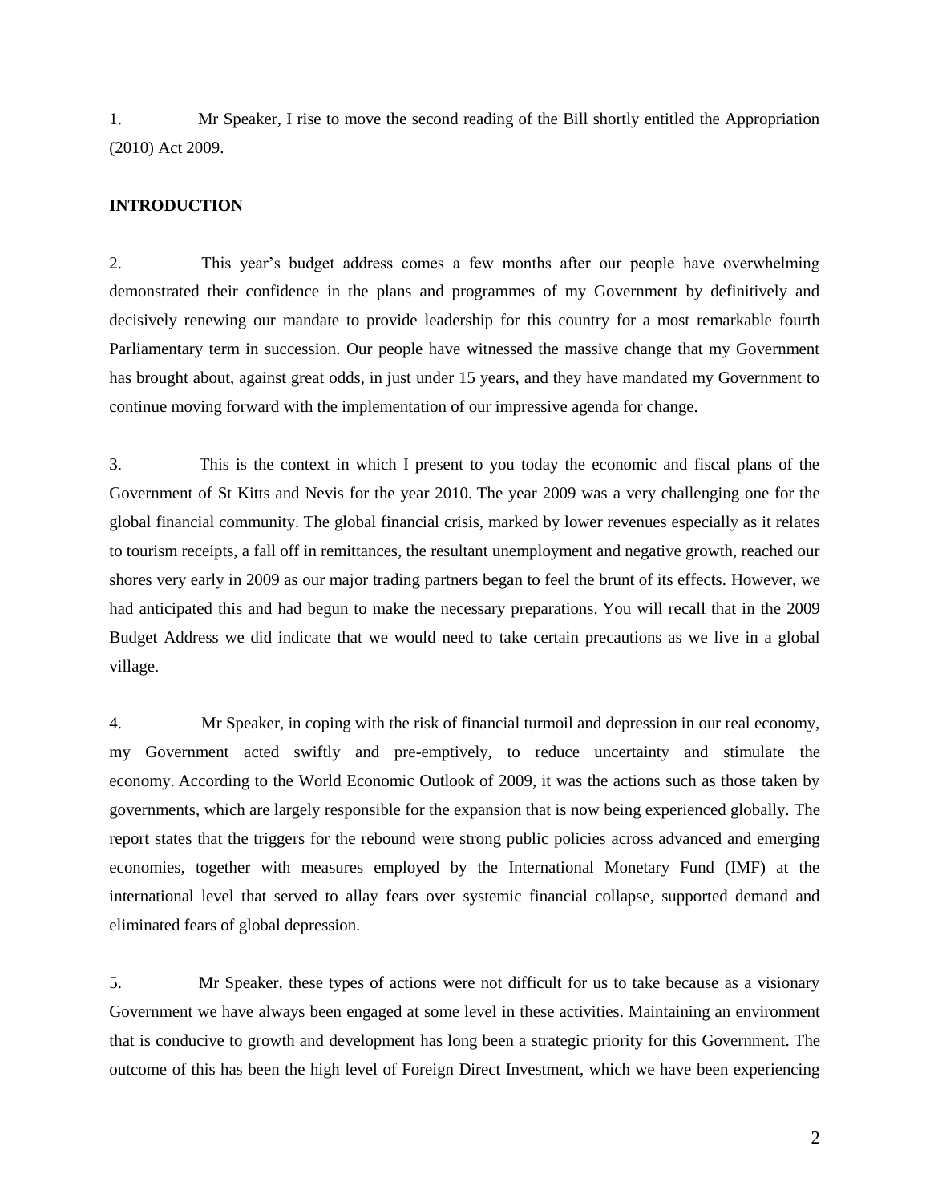1. Mr Speaker, I rise to move the second reading of the Bill shortly entitled the Appropriation (2010) Act 2009.

**INTRODUCTION**

2. This year's budget address comes a few months after our people have overwhelming demonstrated their confidence in the plans and programmes of my Government by definitively and decisively renewing our mandate to provide leadership for this country for a most remarkable fourth Parliamentary term in succession. Our people have witnessed the massive change that my Government has brought about, against great odds, in just under 15 years, and they have mandated my Government to continue moving forward with the implementation of our impressive agenda for change.

3. This is the context in which I present to you today the economic and fiscal plans of the Government of St Kitts and Nevis for the year 2010. The year 2009 was a very challenging one for the global financial community. The global financial crisis, marked by lower revenues especially as it relates to tourism receipts, a fall off in remittances, the resultant unemployment and negative growth, reached our shores very early in 2009 as our major trading partners began to feel the brunt of its effects. However, we had anticipated this and had begun to make the necessary preparations. You will recall that in the 2009 Budget Address we did indicate that we would need to take certain precautions as we live in a global village.

4. Mr Speaker, in coping with the risk of financial turmoil and depression in our real economy, my Government acted swiftly and pre-emptively, to reduce uncertainty and stimulate the economy. According to the World Economic Outlook of 2009, it was the actions such as those taken by governments, which are largely responsible for the expansion that is now being experienced globally. The report states that the triggers for the rebound were strong public policies across advanced and emerging economies, together with measures employed by the International Monetary Fund (IMF) at the international level that served to allay fears over systemic financial collapse, supported demand and eliminated fears of global depression.

5. Mr Speaker, these types of actions were not difficult for us to take because as a visionary Government we have always been engaged at some level in these activities. Maintaining an environment that is conducive to growth and development has long been a strategic priority for this Government. The outcome of this has been the high level of Foreign Direct Investment, which we have been experiencing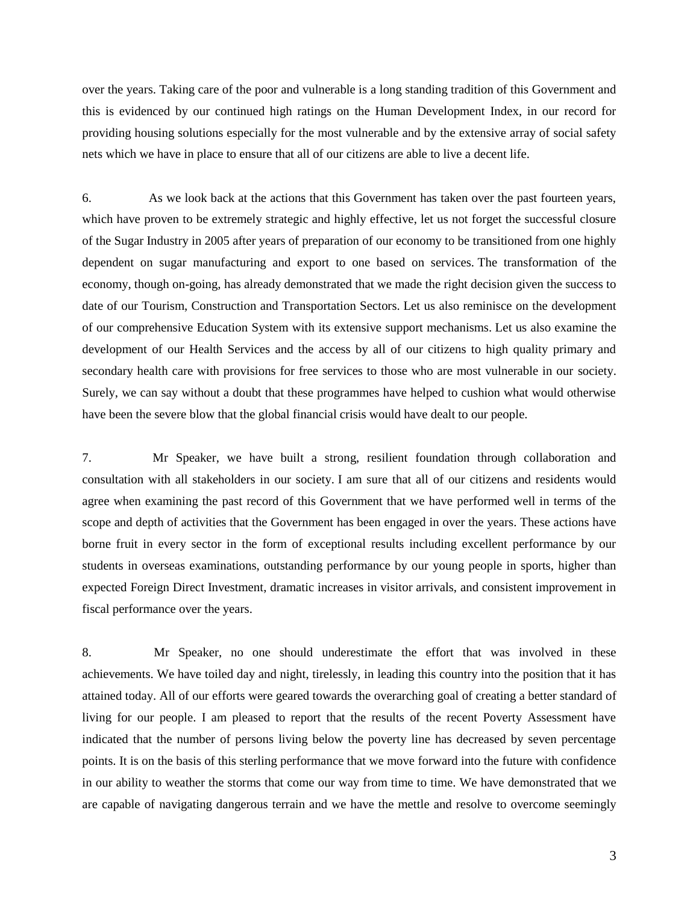over the years. Taking care of the poor and vulnerable is a long standing tradition of this Government and this is evidenced by our continued high ratings on the Human Development Index, in our record for providing housing solutions especially for the most vulnerable and by the extensive array of social safety nets which we have in place to ensure that all of our citizens are able to live a decent life.

6. As we look back at the actions that this Government has taken over the past fourteen years, which have proven to be extremely strategic and highly effective, let us not forget the successful closure of the Sugar Industry in 2005 after years of preparation of our economy to be transitioned from one highly dependent on sugar manufacturing and export to one based on services. The transformation of the economy, though on-going, has already demonstrated that we made the right decision given the success to date of our Tourism, Construction and Transportation Sectors. Let us also reminisce on the development of our comprehensive Education System with its extensive support mechanisms. Let us also examine the development of our Health Services and the access by all of our citizens to high quality primary and secondary health care with provisions for free services to those who are most vulnerable in our society. Surely, we can say without a doubt that these programmes have helped to cushion what would otherwise have been the severe blow that the global financial crisis would have dealt to our people.

7. Mr Speaker, we have built a strong, resilient foundation through collaboration and consultation with all stakeholders in our society. I am sure that all of our citizens and residents would agree when examining the past record of this Government that we have performed well in terms of the scope and depth of activities that the Government has been engaged in over the years. These actions have borne fruit in every sector in the form of exceptional results including excellent performance by our students in overseas examinations, outstanding performance by our young people in sports, higher than expected Foreign Direct Investment, dramatic increases in visitor arrivals, and consistent improvement in fiscal performance over the years.

8. Mr Speaker, no one should underestimate the effort that was involved in these achievements. We have toiled day and night, tirelessly, in leading this country into the position that it has attained today. All of our efforts were geared towards the overarching goal of creating a better standard of living for our people. I am pleased to report that the results of the recent Poverty Assessment have indicated that the number of persons living below the poverty line has decreased by seven percentage points. It is on the basis of this sterling performance that we move forward into the future with confidence in our ability to weather the storms that come our way from time to time. We have demonstrated that we are capable of navigating dangerous terrain and we have the mettle and resolve to overcome seemingly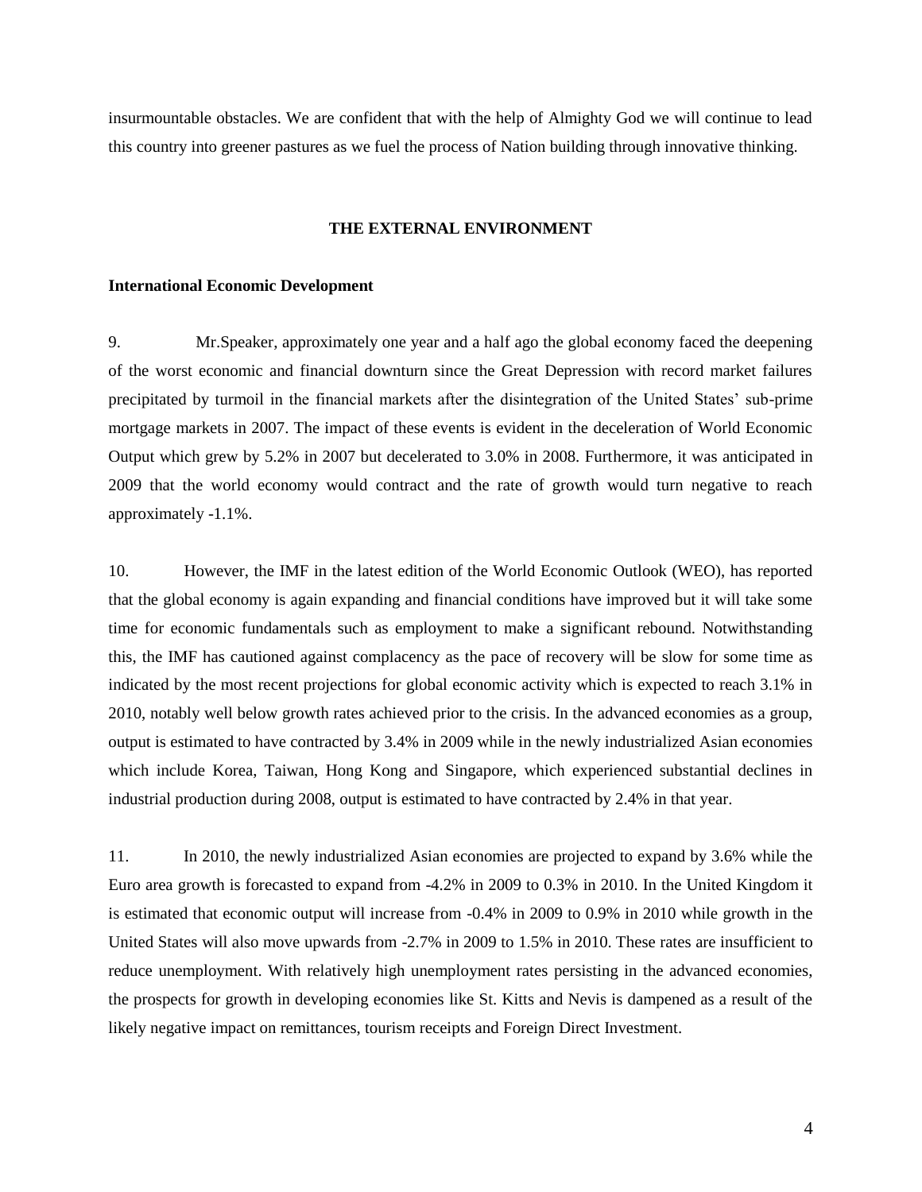insurmountable obstacles. We are confident that with the help of Almighty God we will continue to lead this country into greener pastures as we fuel the process of Nation building through innovative thinking.

## THE EXTERNAL ENVIRONMENT

### International Economic Development

9. Mr.Speaker, approximately one year and a half ago the global economy faced the deepening of the worst economic and financial downturn since the Great Depression with record market failures precipitated by turmoil in the financial markets after the disintegration of the United States' sub-prime mortgage markets in 2007. The impact of these events is evident in the deceleration of World Economic Output which grew by 5.2% in 2007 but decelerated to 3.0% in 2008. Furthermore, it was anticipated in 2009 that the world economy would contract and the rate of growth would turn negative to reach approximately -1.1%.

10. However, the IMF in the latest edition of the World Economic Outlook (WEO), has reported that the global economy is again expanding and financial conditions have improved but it will take some time for economic fundamentals such as employment to make a significant rebound. Notwithstanding this, the IMF has cautioned against complacency as the pace of recovery will be slow for some time as indicated by the most recent projections for global economic activity which is expected to reach 3.1% in 2010, notably well below growth rates achieved prior to the crisis. In the advanced economies as a group, output is estimated to have contracted by 3.4% in 2009 while in the newly industrialized Asian economies which include Korea, Taiwan, Hong Kong and Singapore, which experienced substantial declines in industrial production during 2008, output is estimated to have contracted by 2.4% in that year.

11. In 2010, the newly industrialized Asian economies are projected to expand by 3.6% while the Euro area growth is forecasted to expand from -4.2% in 2009 to 0.3% in 2010. In the United Kingdom it is estimated that economic output will increase from -0.4% in 2009 to 0.9% in 2010 while growth in the United States will also move upwards from -2.7% in 2009 to 1.5% in 2010. These rates are insufficient to reduce unemployment. With relatively high unemployment rates persisting in the advanced economies, the prospects for growth in developing economies like St. Kitts and Nevis is dampened as a result of the likely negative impact on remittances, tourism receipts and Foreign Direct Investment.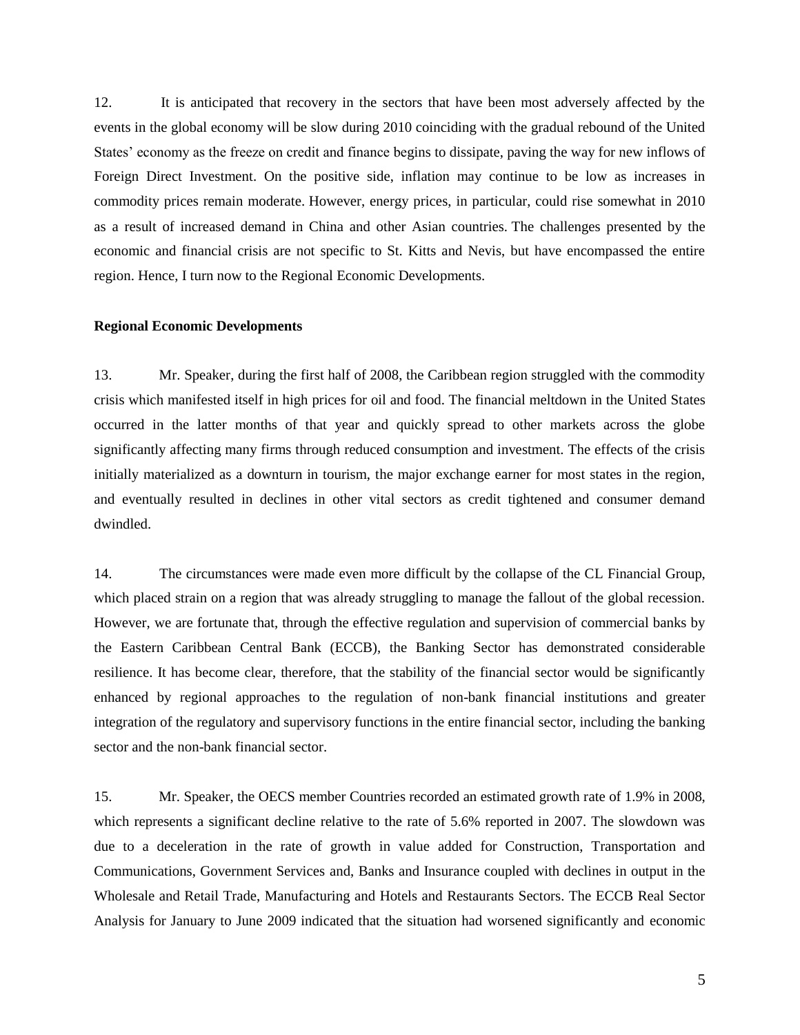12. It is anticipated that recovery in the sectors that have been most adversely affected by the events in the global economy will be slow during 2010 coinciding with the gradual rebound of the United States' economy as the freeze on credit and finance begins to dissipate, paving the way for new inflows of Foreign Direct Investment. On the positive side, inflation may continue to be low as increases in commodity prices remain moderate. However, energy prices, in particular, could rise somewhat in 2010 as a result of increased demand in China and other Asian countries. The challenges presented by the economic and financial crisis are not specific to St. Kitts and Nevis, but have encompassed the entire region. Hence, I turn now to the Regional Economic Developments.

**Regional Economic Developments**

13. Mr. Speaker, during the first half of 2008, the Caribbean region struggled with the commodity crisis which manifested itself in high prices for oil and food. The financial meltdown in the United States occurred in the latter months of that year and quickly spread to other markets across the globe significantly affecting many firms through reduced consumption and investment. The effects of the crisis initially materialized as a downturn in tourism, the major exchange earner for most states in the region, and eventually resulted in declines in other vital sectors as credit tightened and consumer demand dwindled.

14. The circumstances were made even more difficult by the collapse of the CL Financial Group, which placed strain on a region that was already struggling to manage the fallout of the global recession. However, we are fortunate that, through the effective regulation and supervision of commercial banks by the Eastern Caribbean Central Bank (ECCB), the Banking Sector has demonstrated considerable resilience. It has become clear, therefore, that the stability of the financial sector would be significantly enhanced by regional approaches to the regulation of non-bank financial institutions and greater integration of the regulatory and supervisory functions in the entire financial sector, including the banking sector and the non-bank financial sector.

15. Mr. Speaker, the OECS member Countries recorded an estimated growth rate of 1.9% in 2008, which represents a significant decline relative to the rate of 5.6% reported in 2007. The slowdown was due to a deceleration in the rate of growth in value added for Construction, Transportation and Communications, Government Services and, Banks and Insurance coupled with declines in output in the Wholesale and Retail Trade, Manufacturing and Hotels and Restaurants Sectors. The ECCB Real Sector Analysis for January to June 2009 indicated that the situation had worsened significantly and economic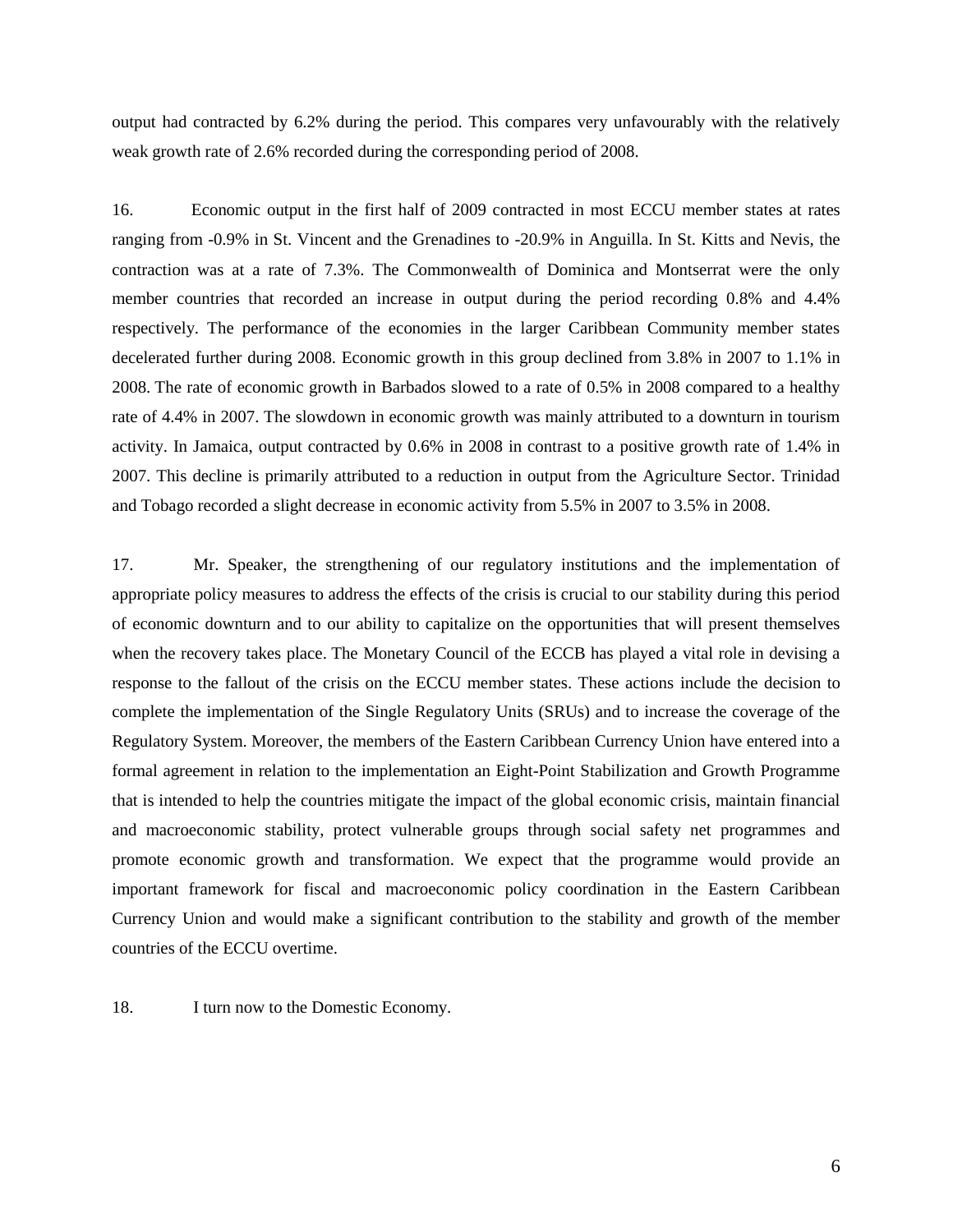output had contracted by 6.2% during the period. This compares very unfavourably with the relatively weak growth rate of 2.6% recorded during the corresponding period of 2008.

16. Economic output in the first half of 2009 contracted in most ECCU member states at rates ranging from -0.9% in St. Vincent and the Grenadines to -20.9% in Anguilla. In St. Kitts and Nevis, the contraction was at a rate of 7.3%. The Commonwealth of Dominica and Montserrat were the only member countries that recorded an increase in output during the period recording 0.8% and 4.4% respectively. The performance of the economies in the larger Caribbean Community member states decelerated further during 2008. Economic growth in this group declined from 3.8% in 2007 to 1.1% in 2008. The rate of economic growth in Barbados slowed to a rate of 0.5% in 2008 compared to a healthy rate of 4.4% in 2007. The slowdown in economic growth was mainly attributed to a downturn in tourism activity. In Jamaica, output contracted by 0.6% in 2008 in contrast to a positive growth rate of 1.4% in 2007. This decline is primarily attributed to a reduction in output from the Agriculture Sector. Trinidad and Tobago recorded a slight decrease in economic activity from 5.5% in 2007 to 3.5% in 2008.

17. Mr. Speaker, the strengthening of our regulatory institutions and the implementation of appropriate policy measures to address the effects of the crisis is crucial to our stability during this period of economic downturn and to our ability to capitalize on the opportunities that will present themselves when the recovery takes place. The Monetary Council of the ECCB has played a vital role in devising a response to the fallout of the crisis on the ECCU member states. These actions include the decision to complete the implementation of the Single Regulatory Units (SRUs) and to increase the coverage of the Regulatory System. Moreover, the members of the Eastern Caribbean Currency Union have entered into a formal agreement in relation to the implementation an Eight-Point Stabilization and Growth Programme that is intended to help the countries mitigate the impact of the global economic crisis, maintain financial and macroeconomic stability, protect vulnerable groups through social safety net programmes and promote economic growth and transformation. We expect that the programme would provide an important framework for fiscal and macroeconomic policy coordination in the Eastern Caribbean Currency Union and would make a significant contribution to the stability and growth of the member countries of the ECCU overtime.

18. I turn now to the Domestic Economy.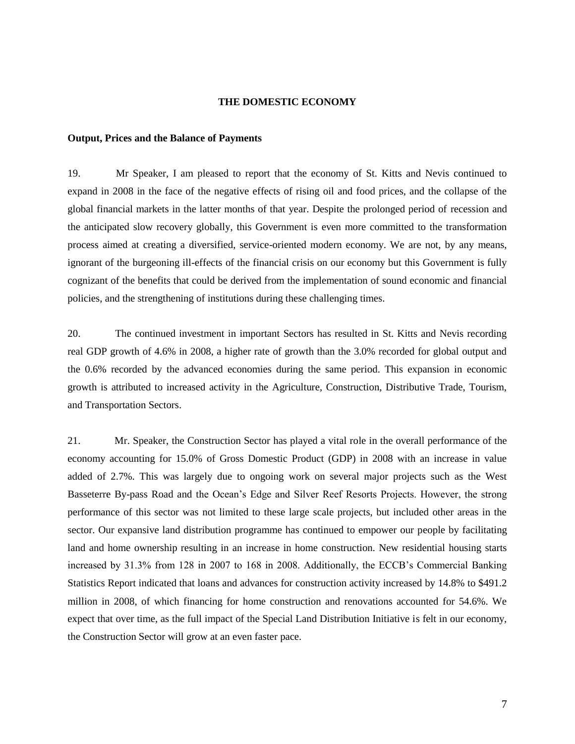## THE DOMESTIC ECONOMY

### Output, Prices and the Balance of Payments

19. Mr Speaker, I am pleased to report that the economy of St. Kitts and Nevis continued to expand in 2008 in the face of the negative effects of rising oil and food prices, and the collapse of the global financial markets in the latter months of that year. Despite the prolonged period of recession and the anticipated slow recovery globally, this Government is even more committed to the transformation process aimed at creating a diversified, service-oriented modern economy. We are not, by any means, ignorant of the burgeoning ill-effects of the financial crisis on our economy but this Government is fully cognizant of the benefits that could be derived from the implementation of sound economic and financial policies, and the strengthening of institutions during these challenging times.

20. The continued investment in important Sectors has resulted in St. Kitts and Nevis recording real GDP growth of 4.6% in 2008, a higher rate of growth than the 3.0% recorded for global output and the 0.6% recorded by the advanced economies during the same period. This expansion in economic growth is attributed to increased activity in the Agriculture, Construction, Distributive Trade, Tourism, and Transportation Sectors.

21. Mr. Speaker, the Construction Sector has played a vital role in the overall performance of the economy accounting for 15.0% of Gross Domestic Product (GDP) in 2008 with an increase in value added of 2.7%. This was largely due to ongoing work on several major projects such as the West Basseterre By-pass Road and the Ocean's Edge and Silver Reef Resorts Projects. However, the strong performance of this sector was not limited to these large scale projects, but included other areas in the sector. Our expansive land distribution programme has continued to empower our people by facilitating land and home ownership resulting in an increase in home construction. New residential housing starts increased by 31.3% from 128 in 2007 to 168 in 2008. Additionally, the ECCB's Commercial Banking Statistics Report indicated that loans and advances for construction activity increased by 14.8% to $491.2 million in 2008, of which financing for home construction and renovations accounted for 54.6%. We expect that over time, as the full impact of the Special Land Distribution Initiative is felt in our economy, the Construction Sector will grow at an even faster pace.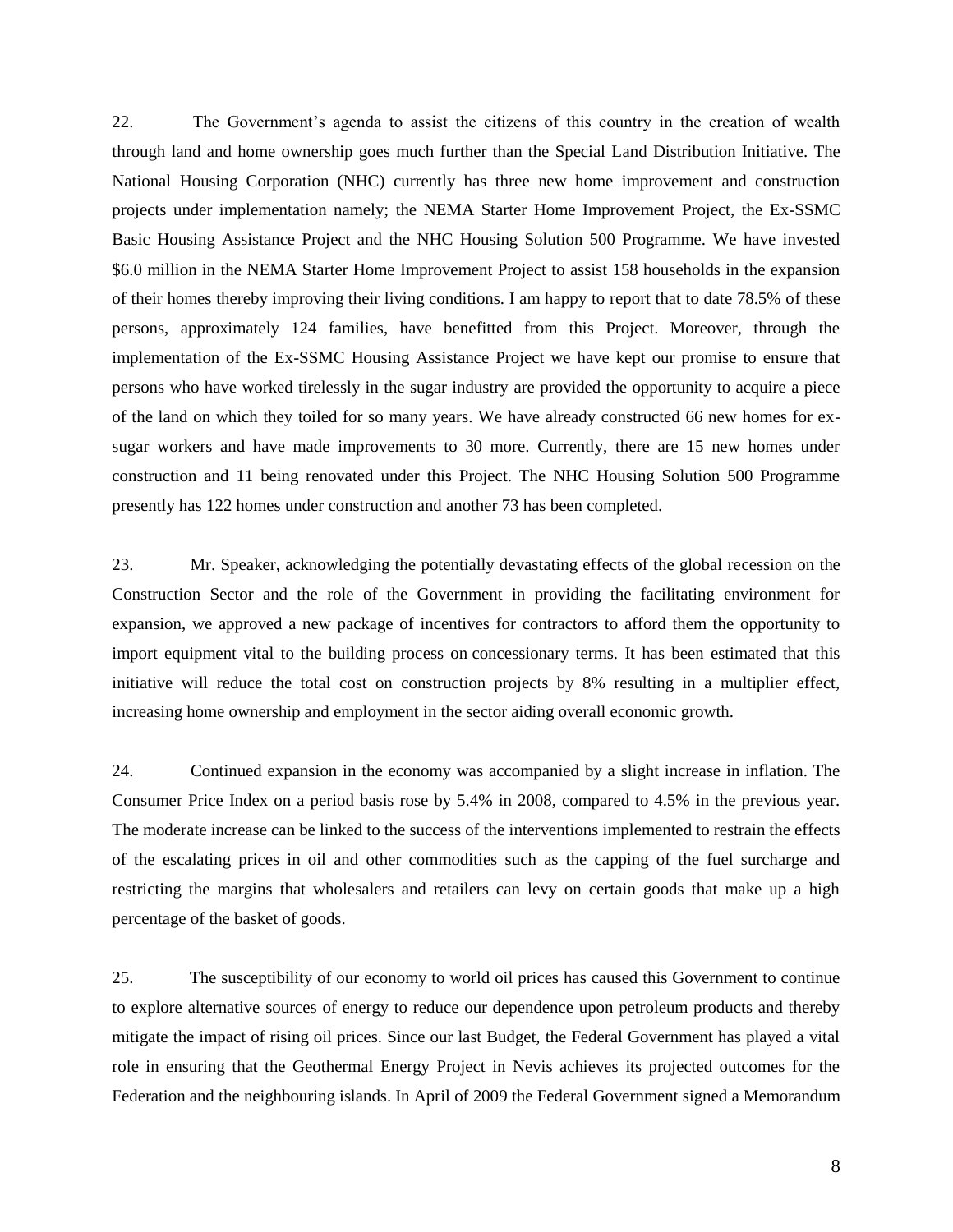22. The Government's agenda to assist the citizens of this country in the creation of wealth through land and home ownership goes much further than the Special Land Distribution Initiative. The National Housing Corporation (NHC) currently has three new home improvement and construction projects under implementation namely; the NEMA Starter Home Improvement Project, the Ex-SSMC Basic Housing Assistance Project and the NHC Housing Solution 500 Programme. We have invested \$6.0 million in the NEMA Starter Home Improvement Project to assist 158 households in the expansion of their homes thereby improving their living conditions. I am happy to report that to date 78.5% of these persons, approximately 124 families, have benefitted from this Project. Moreover, through the implementation of the Ex-SSMC Housing Assistance Project we have kept our promise to ensure that persons who have worked tirelessly in the sugar industry are provided the opportunity to acquire a piece of the land on which they toiled for so many years. We have already constructed 66 new homes for ex-sugar workers and have made improvements to 30 more. Currently, there are 15 new homes under construction and 11 being renovated under this Project. The NHC Housing Solution 500 Programme presently has 122 homes under construction and another 73 has been completed.

23. Mr. Speaker, acknowledging the potentially devastating effects of the global recession on the Construction Sector and the role of the Government in providing the facilitating environment for expansion, we approved a new package of incentives for contractors to afford them the opportunity to import equipment vital to the building process on concessionary terms. It has been estimated that this initiative will reduce the total cost on construction projects by 8% resulting in a multiplier effect, increasing home ownership and employment in the sector aiding overall economic growth.

24. Continued expansion in the economy was accompanied by a slight increase in inflation. The Consumer Price Index on a period basis rose by 5.4% in 2008, compared to 4.5% in the previous year. The moderate increase can be linked to the success of the interventions implemented to restrain the effects of the escalating prices in oil and other commodities such as the capping of the fuel surcharge and restricting the margins that wholesalers and retailers can levy on certain goods that make up a high percentage of the basket of goods.

25. The susceptibility of our economy to world oil prices has caused this Government to continue to explore alternative sources of energy to reduce our dependence upon petroleum products and thereby mitigate the impact of rising oil prices. Since our last Budget, the Federal Government has played a vital role in ensuring that the Geothermal Energy Project in Nevis achieves its projected outcomes for the Federation and the neighbouring islands. In April of 2009 the Federal Government signed a Memorandum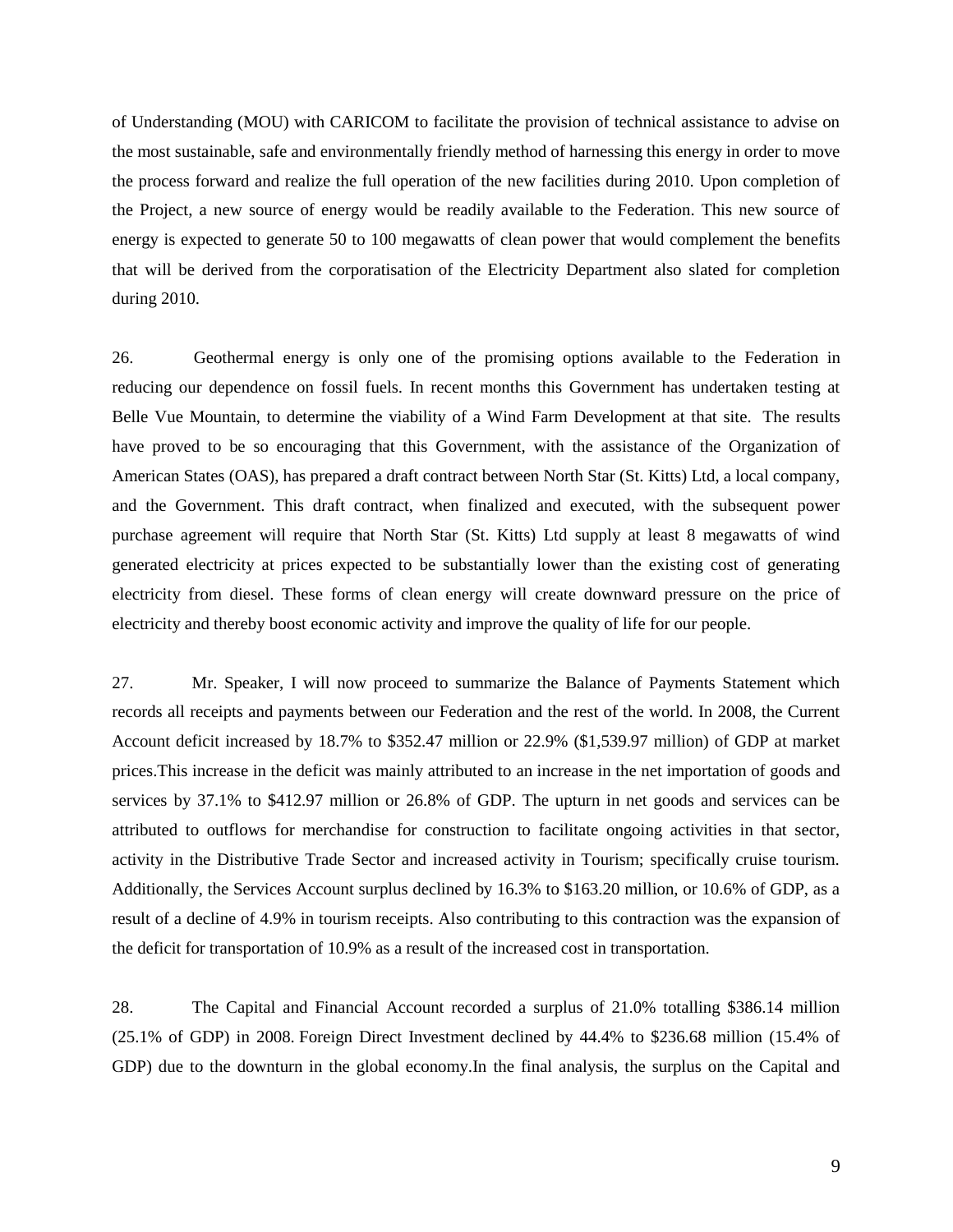of Understanding (MOU) with CARICOM to facilitate the provision of technical assistance to advise on the most sustainable, safe and environmentally friendly method of harnessing this energy in order to move the process forward and realize the full operation of the new facilities during 2010. Upon completion of the Project, a new source of energy would be readily available to the Federation. This new source of energy is expected to generate 50 to 100 megawatts of clean power that would complement the benefits that will be derived from the corporatisation of the Electricity Department also slated for completion during 2010.

26. Geothermal energy is only one of the promising options available to the Federation in reducing our dependence on fossil fuels. In recent months this Government has undertaken testing at Belle Vue Mountain, to determine the viability of a Wind Farm Development at that site. The results have proved to be so encouraging that this Government, with the assistance of the Organization of American States (OAS), has prepared a draft contract between North Star (St. Kitts) Ltd, a local company, and the Government. This draft contract, when finalized and executed, with the subsequent power purchase agreement will require that North Star (St. Kitts) Ltd supply at least 8 megawatts of wind generated electricity at prices expected to be substantially lower than the existing cost of generating electricity from diesel. These forms of clean energy will create downward pressure on the price of electricity and thereby boost economic activity and improve the quality of life for our people.

27. Mr. Speaker, I will now proceed to summarize the Balance of Payments Statement which records all receipts and payments between our Federation and the rest of the world. In 2008, the Current Account deficit increased by 18.7% to $352.47 million or 22.9% ($1,539.97 million) of GDP at market prices.This increase in the deficit was mainly attributed to an increase in the net importation of goods and services by 37.1% to $412.97 million or 26.8% of GDP. The upturn in net goods and services can be attributed to outflows for merchandise for construction to facilitate ongoing activities in that sector, activity in the Distributive Trade Sector and increased activity in Tourism; specifically cruise tourism. Additionally, the Services Account surplus declined by 16.3% to $163.20 million, or 10.6% of GDP, as a result of a decline of 4.9% in tourism receipts. Also contributing to this contraction was the expansion of the deficit for transportation of 10.9% as a result of the increased cost in transportation.

28. The Capital and Financial Account recorded a surplus of 21.0% totalling $386.14 million (25.1% of GDP) in 2008. Foreign Direct Investment declined by 44.4% to $236.68 million (15.4% of GDP) due to the downturn in the global economy.In the final analysis, the surplus on the Capital and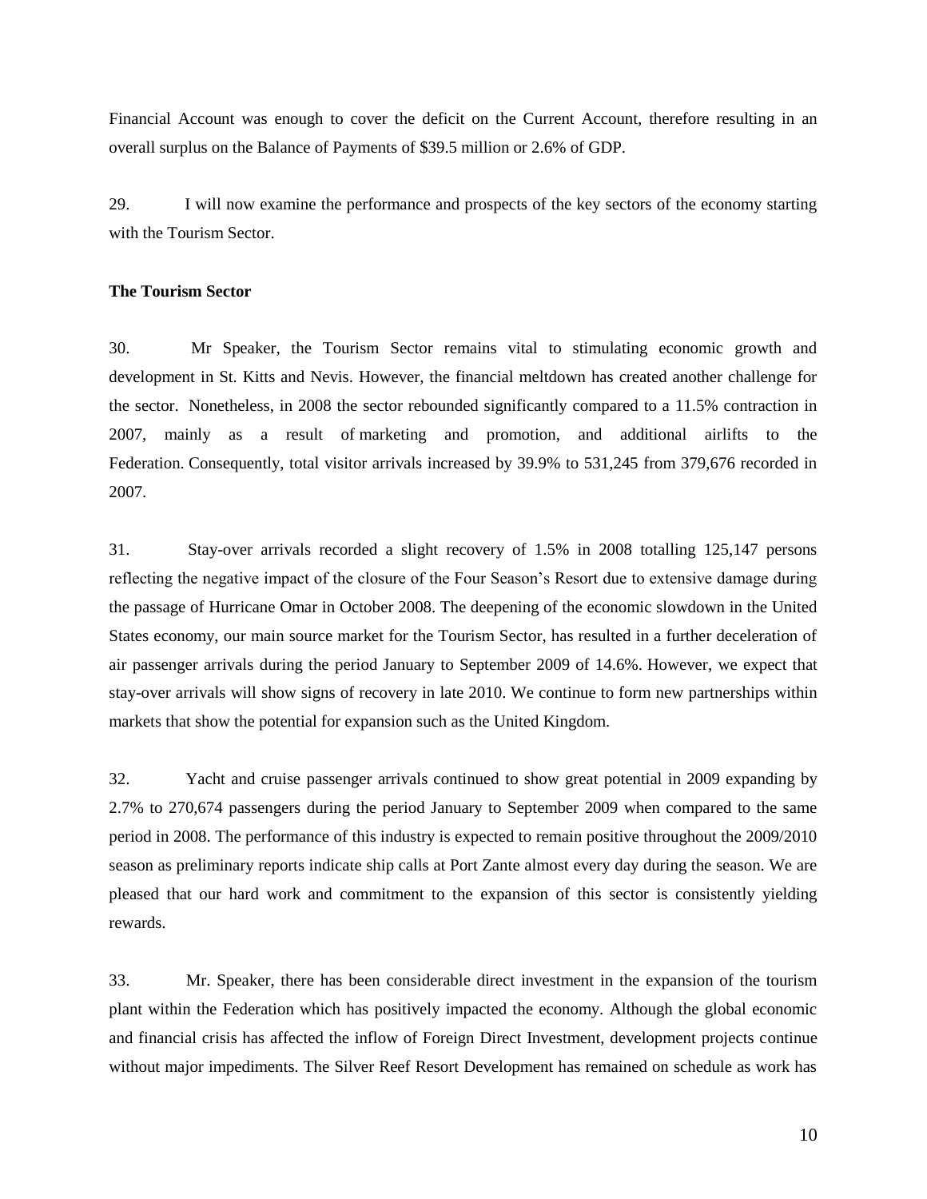Financial Account was enough to cover the deficit on the Current Account, therefore resulting in an overall surplus on the Balance of Payments of $39.5 million or 2.6% of GDP.

29. I will now examine the performance and prospects of the key sectors of the economy starting with the Tourism Sector.

**The Tourism Sector**

30. Mr Speaker, the Tourism Sector remains vital to stimulating economic growth and development in St. Kitts and Nevis. However, the financial meltdown has created another challenge for the sector. Nonetheless, in 2008 the sector rebounded significantly compared to a 11.5% contraction in 2007, mainly as a result of marketing and promotion, and additional airlifts to the Federation. Consequently, total visitor arrivals increased by 39.9% to 531,245 from 379,676 recorded in 2007.

31. Stay-over arrivals recorded a slight recovery of 1.5% in 2008 totalling 125,147 persons reflecting the negative impact of the closure of the Four Season's Resort due to extensive damage during the passage of Hurricane Omar in October 2008. The deepening of the economic slowdown in the United States economy, our main source market for the Tourism Sector, has resulted in a further deceleration of air passenger arrivals during the period January to September 2009 of 14.6%. However, we expect that stay-over arrivals will show signs of recovery in late 2010. We continue to form new partnerships within markets that show the potential for expansion such as the United Kingdom.

32. Yacht and cruise passenger arrivals continued to show great potential in 2009 expanding by 2.7% to 270,674 passengers during the period January to September 2009 when compared to the same period in 2008. The performance of this industry is expected to remain positive throughout the 2009/2010 season as preliminary reports indicate ship calls at Port Zante almost every day during the season. We are pleased that our hard work and commitment to the expansion of this sector is consistently yielding rewards.

33. Mr. Speaker, there has been considerable direct investment in the expansion of the tourism plant within the Federation which has positively impacted the economy. Although the global economic and financial crisis has affected the inflow of Foreign Direct Investment, development projects continue without major impediments. The Silver Reef Resort Development has remained on schedule as work has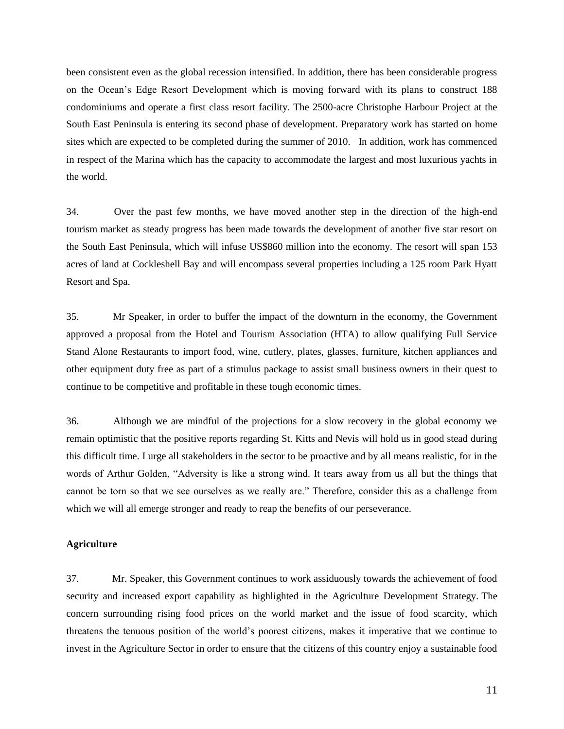been consistent even as the global recession intensified. In addition, there has been considerable progress on the Ocean's Edge Resort Development which is moving forward with its plans to construct 188 condominiums and operate a first class resort facility. The 2500-acre Christophe Harbour Project at the South East Peninsula is entering its second phase of development. Preparatory work has started on home sites which are expected to be completed during the summer of 2010. In addition, work has commenced in respect of the Marina which has the capacity to accommodate the largest and most luxurious yachts in the world.

34. Over the past few months, we have moved another step in the direction of the high-end tourism market as steady progress has been made towards the development of another five star resort on the South East Peninsula, which will infuse US$860 million into the economy. The resort will span 153 acres of land at Cockleshell Bay and will encompass several properties including a 125 room Park Hyatt Resort and Spa.

35. Mr Speaker, in order to buffer the impact of the downturn in the economy, the Government approved a proposal from the Hotel and Tourism Association (HTA) to allow qualifying Full Service Stand Alone Restaurants to import food, wine, cutlery, plates, glasses, furniture, kitchen appliances and other equipment duty free as part of a stimulus package to assist small business owners in their quest to continue to be competitive and profitable in these tough economic times.

36. Although we are mindful of the projections for a slow recovery in the global economy we remain optimistic that the positive reports regarding St. Kitts and Nevis will hold us in good stead during this difficult time. I urge all stakeholders in the sector to be proactive and by all means realistic, for in the words of Arthur Golden, "Adversity is like a strong wind. It tears away from us all but the things that cannot be torn so that we see ourselves as we really are." Therefore, consider this as a challenge from which we will all emerge stronger and ready to reap the benefits of our perseverance.

**Agriculture**

37. Mr. Speaker, this Government continues to work assiduously towards the achievement of food security and increased export capability as highlighted in the Agriculture Development Strategy. The concern surrounding rising food prices on the world market and the issue of food scarcity, which threatens the tenuous position of the world's poorest citizens, makes it imperative that we continue to invest in the Agriculture Sector in order to ensure that the citizens of this country enjoy a sustainable food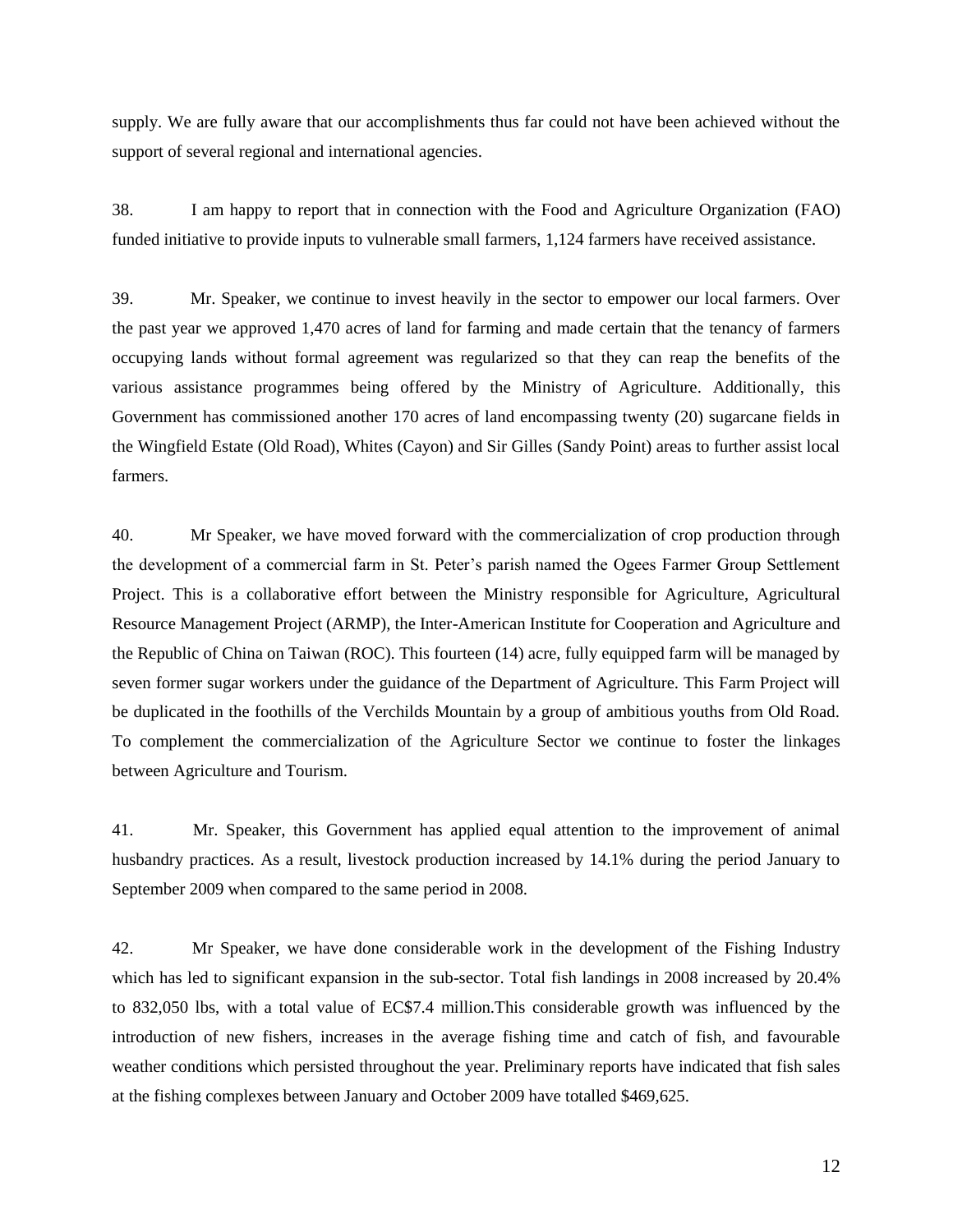supply. We are fully aware that our accomplishments thus far could not have been achieved without the support of several regional and international agencies.

38. I am happy to report that in connection with the Food and Agriculture Organization (FAO) funded initiative to provide inputs to vulnerable small farmers, 1,124 farmers have received assistance.

39. Mr. Speaker, we continue to invest heavily in the sector to empower our local farmers. Over the past year we approved 1,470 acres of land for farming and made certain that the tenancy of farmers occupying lands without formal agreement was regularized so that they can reap the benefits of the various assistance programmes being offered by the Ministry of Agriculture. Additionally, this Government has commissioned another 170 acres of land encompassing twenty (20) sugarcane fields in the Wingfield Estate (Old Road), Whites (Cayon) and Sir Gilles (Sandy Point) areas to further assist local farmers.

40. Mr Speaker, we have moved forward with the commercialization of crop production through the development of a commercial farm in St. Peter's parish named the Ogees Farmer Group Settlement Project. This is a collaborative effort between the Ministry responsible for Agriculture, Agricultural Resource Management Project (ARMP), the Inter-American Institute for Cooperation and Agriculture and the Republic of China on Taiwan (ROC). This fourteen (14) acre, fully equipped farm will be managed by seven former sugar workers under the guidance of the Department of Agriculture. This Farm Project will be duplicated in the foothills of the Verchilds Mountain by a group of ambitious youths from Old Road. To complement the commercialization of the Agriculture Sector we continue to foster the linkages between Agriculture and Tourism.

41. Mr. Speaker, this Government has applied equal attention to the improvement of animal husbandry practices. As a result, livestock production increased by 14.1% during the period January to September 2009 when compared to the same period in 2008.

42. Mr Speaker, we have done considerable work in the development of the Fishing Industry which has led to significant expansion in the sub-sector. Total fish landings in 2008 increased by 20.4% to 832,050 lbs, with a total value of EC$7.4 million.This considerable growth was influenced by the introduction of new fishers, increases in the average fishing time and catch of fish, and favourable weather conditions which persisted throughout the year. Preliminary reports have indicated that fish sales at the fishing complexes between January and October 2009 have totalled $469,625.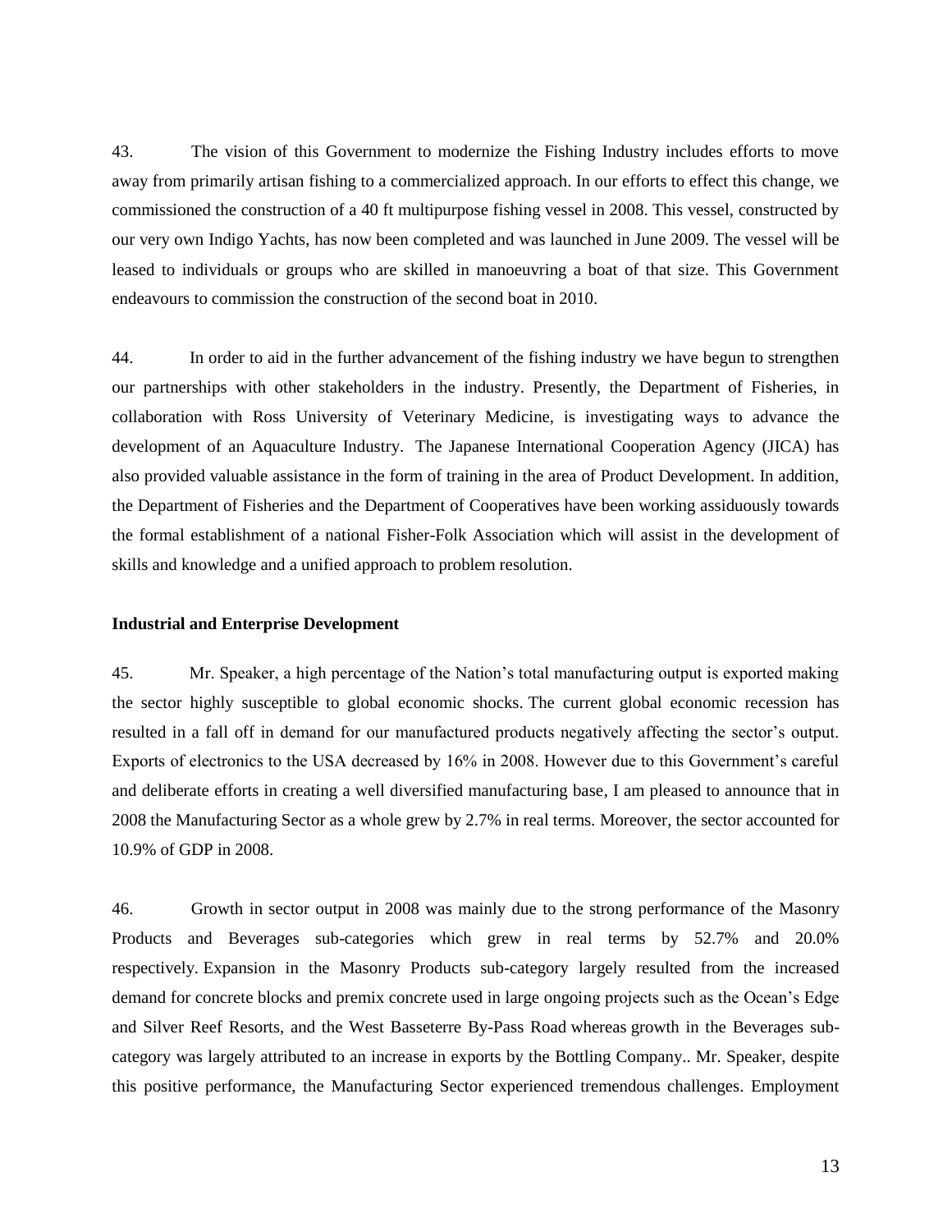43. The vision of this Government to modernize the Fishing Industry includes efforts to move away from primarily artisan fishing to a commercialized approach. In our efforts to effect this change, we commissioned the construction of a 40 ft multipurpose fishing vessel in 2008. This vessel, constructed by our very own Indigo Yachts, has now been completed and was launched in June 2009. The vessel will be leased to individuals or groups who are skilled in manoeuvring a boat of that size. This Government endeavours to commission the construction of the second boat in 2010.

44. In order to aid in the further advancement of the fishing industry we have begun to strengthen our partnerships with other stakeholders in the industry. Presently, the Department of Fisheries, in collaboration with Ross University of Veterinary Medicine, is investigating ways to advance the development of an Aquaculture Industry. The Japanese International Cooperation Agency (JICA) has also provided valuable assistance in the form of training in the area of Product Development. In addition, the Department of Fisheries and the Department of Cooperatives have been working assiduously towards the formal establishment of a national Fisher-Folk Association which will assist in the development of skills and knowledge and a unified approach to problem resolution.

**Industrial and Enterprise Development**

45. Mr. Speaker, a high percentage of the Nation's total manufacturing output is exported making the sector highly susceptible to global economic shocks. The current global economic recession has resulted in a fall off in demand for our manufactured products negatively affecting the sector's output. Exports of electronics to the USA decreased by 16% in 2008. However due to this Government's careful and deliberate efforts in creating a well diversified manufacturing base, I am pleased to announce that in 2008 the Manufacturing Sector as a whole grew by 2.7% in real terms. Moreover, the sector accounted for 10.9% of GDP in 2008.

46. Growth in sector output in 2008 was mainly due to the strong performance of the Masonry Products and Beverages sub-categories which grew in real terms by 52.7% and 20.0% respectively. Expansion in the Masonry Products sub-category largely resulted from the increased demand for concrete blocks and premix concrete used in large ongoing projects such as the Ocean's Edge and Silver Reef Resorts, and the West Basseterre By-Pass Road whereas growth in the Beverages sub-category was largely attributed to an increase in exports by the Bottling Company.. Mr. Speaker, despite this positive performance, the Manufacturing Sector experienced tremendous challenges. Employment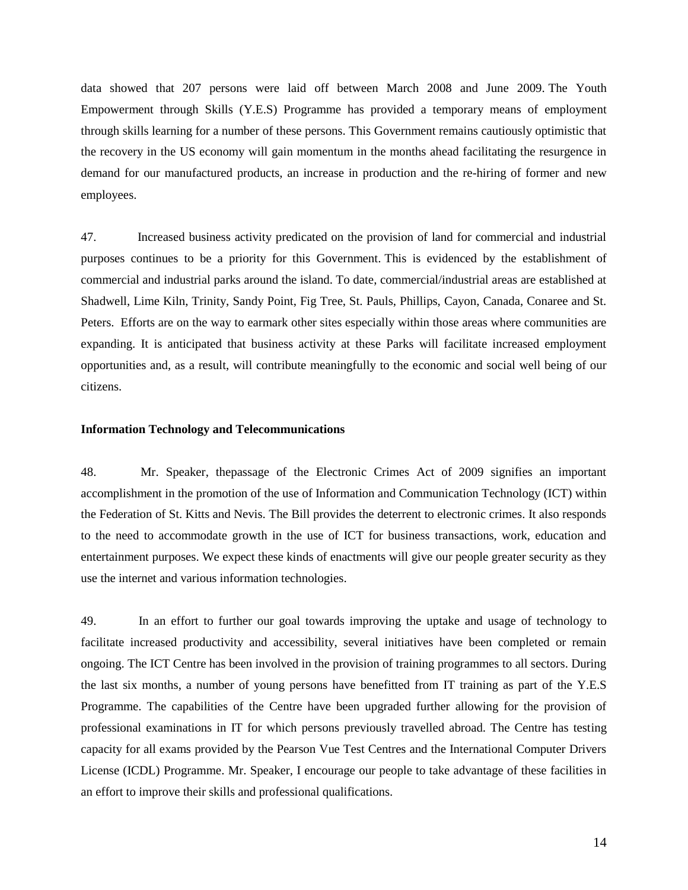data showed that 207 persons were laid off between March 2008 and June 2009. The Youth Empowerment through Skills (Y.E.S) Programme has provided a temporary means of employment through skills learning for a number of these persons. This Government remains cautiously optimistic that the recovery in the US economy will gain momentum in the months ahead facilitating the resurgence in demand for our manufactured products, an increase in production and the re-hiring of former and new employees.

47. Increased business activity predicated on the provision of land for commercial and industrial purposes continues to be a priority for this Government. This is evidenced by the establishment of commercial and industrial parks around the island. To date, commercial/industrial areas are established at Shadwell, Lime Kiln, Trinity, Sandy Point, Fig Tree, St. Pauls, Phillips, Cayon, Canada, Conaree and St. Peters. Efforts are on the way to earmark other sites especially within those areas where communities are expanding. It is anticipated that business activity at these Parks will facilitate increased employment opportunities and, as a result, will contribute meaningfully to the economic and social well being of our citizens.

**Information Technology and Telecommunications**

48. Mr. Speaker, thepassage of the Electronic Crimes Act of 2009 signifies an important accomplishment in the promotion of the use of Information and Communication Technology (ICT) within the Federation of St. Kitts and Nevis. The Bill provides the deterrent to electronic crimes. It also responds to the need to accommodate growth in the use of ICT for business transactions, work, education and entertainment purposes. We expect these kinds of enactments will give our people greater security as they use the internet and various information technologies.

49. In an effort to further our goal towards improving the uptake and usage of technology to facilitate increased productivity and accessibility, several initiatives have been completed or remain ongoing. The ICT Centre has been involved in the provision of training programmes to all sectors. During the last six months, a number of young persons have benefitted from IT training as part of the Y.E.S Programme. The capabilities of the Centre have been upgraded further allowing for the provision of professional examinations in IT for which persons previously travelled abroad. The Centre has testing capacity for all exams provided by the Pearson Vue Test Centres and the International Computer Drivers License (ICDL) Programme. Mr. Speaker, I encourage our people to take advantage of these facilities in an effort to improve their skills and professional qualifications.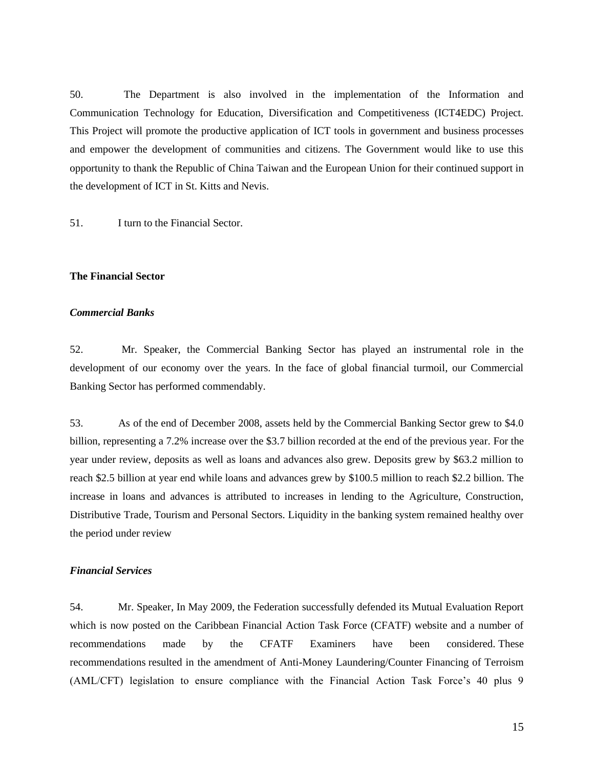50. The Department is also involved in the implementation of the Information and Communication Technology for Education, Diversification and Competitiveness (ICT4EDC) Project. This Project will promote the productive application of ICT tools in government and business processes and empower the development of communities and citizens. The Government would like to use this opportunity to thank the Republic of China Taiwan and the European Union for their continued support in the development of ICT in St. Kitts and Nevis.

51. I turn to the Financial Sector.

## The Financial Sector

### *Commercial Banks*

52. Mr. Speaker, the Commercial Banking Sector has played an instrumental role in the development of our economy over the years. In the face of global financial turmoil, our Commercial Banking Sector has performed commendably.

53. As of the end of December 2008, assets held by the Commercial Banking Sector grew to $4.0 billion, representing a 7.2% increase over the $3.7 billion recorded at the end of the previous year. For the year under review, deposits as well as loans and advances also grew. Deposits grew by $63.2 million to reach $2.5 billion at year end while loans and advances grew by $100.5 million to reach $2.2 billion. The increase in loans and advances is attributed to increases in lending to the Agriculture, Construction, Distributive Trade, Tourism and Personal Sectors. Liquidity in the banking system remained healthy over the period under review

### *Financial Services*

54. Mr. Speaker, In May 2009, the Federation successfully defended its Mutual Evaluation Report which is now posted on the Caribbean Financial Action Task Force (CFATF) website and a number of recommendations made by the CFATF Examiners have been considered. These recommendations resulted in the amendment of Anti-Money Laundering/Counter Financing of Terroism (AML/CFT) legislation to ensure compliance with the Financial Action Task Force's 40 plus 9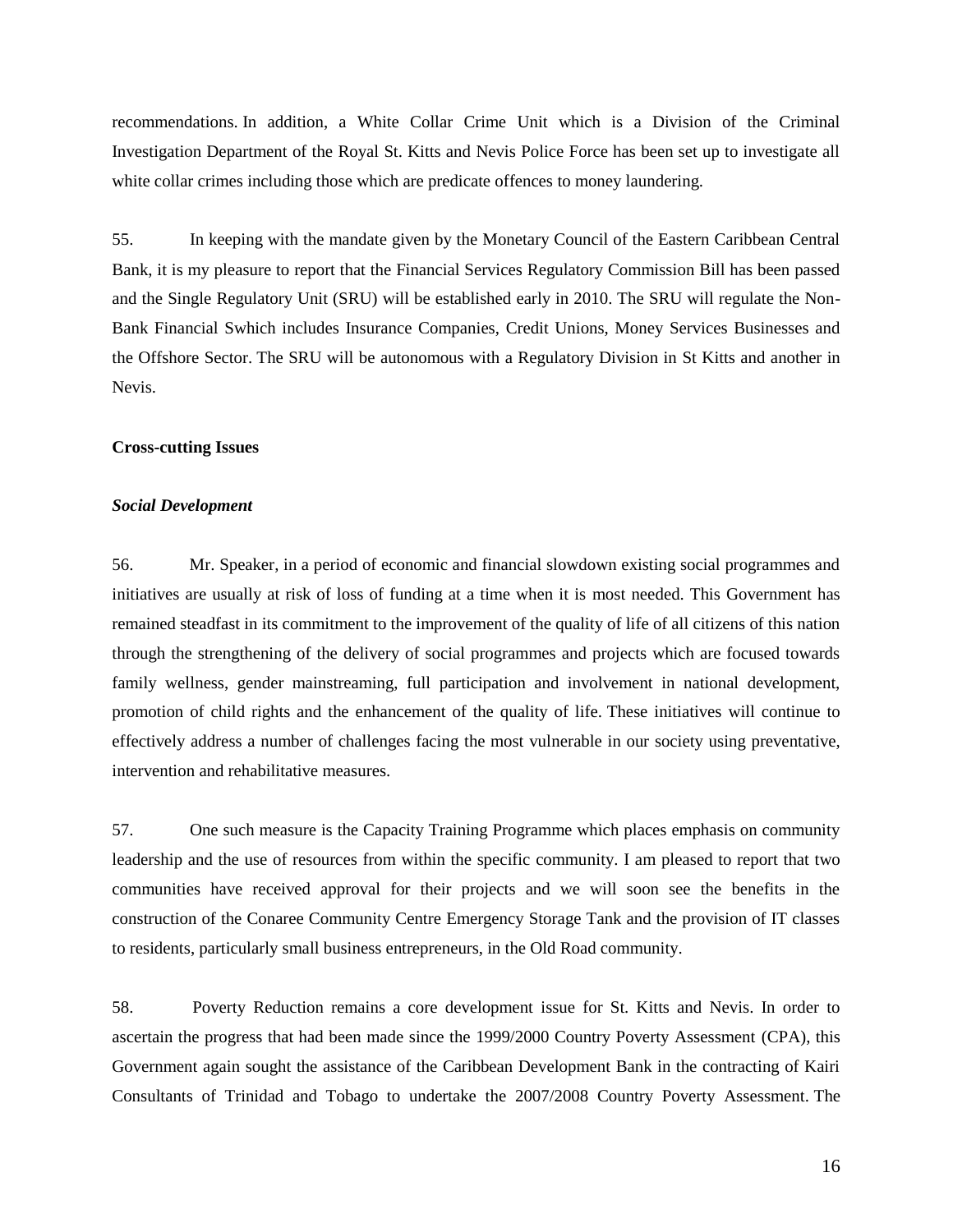recommendations. In addition, a White Collar Crime Unit which is a Division of the Criminal Investigation Department of the Royal St. Kitts and Nevis Police Force has been set up to investigate all white collar crimes including those which are predicate offences to money laundering.

55. In keeping with the mandate given by the Monetary Council of the Eastern Caribbean Central Bank, it is my pleasure to report that the Financial Services Regulatory Commission Bill has been passed and the Single Regulatory Unit (SRU) will be established early in 2010. The SRU will regulate the Non-Bank Financial Swhich includes Insurance Companies, Credit Unions, Money Services Businesses and the Offshore Sector. The SRU will be autonomous with a Regulatory Division in St Kitts and another in Nevis.

**Cross-cutting Issues**

***Social Development***

56. Mr. Speaker, in a period of economic and financial slowdown existing social programmes and initiatives are usually at risk of loss of funding at a time when it is most needed. This Government has remained steadfast in its commitment to the improvement of the quality of life of all citizens of this nation through the strengthening of the delivery of social programmes and projects which are focused towards family wellness, gender mainstreaming, full participation and involvement in national development, promotion of child rights and the enhancement of the quality of life. These initiatives will continue to effectively address a number of challenges facing the most vulnerable in our society using preventative, intervention and rehabilitative measures.

57. One such measure is the Capacity Training Programme which places emphasis on community leadership and the use of resources from within the specific community. I am pleased to report that two communities have received approval for their projects and we will soon see the benefits in the construction of the Conaree Community Centre Emergency Storage Tank and the provision of IT classes to residents, particularly small business entrepreneurs, in the Old Road community.

58. Poverty Reduction remains a core development issue for St. Kitts and Nevis. In order to ascertain the progress that had been made since the 1999/2000 Country Poverty Assessment (CPA), this Government again sought the assistance of the Caribbean Development Bank in the contracting of Kairi Consultants of Trinidad and Tobago to undertake the 2007/2008 Country Poverty Assessment. The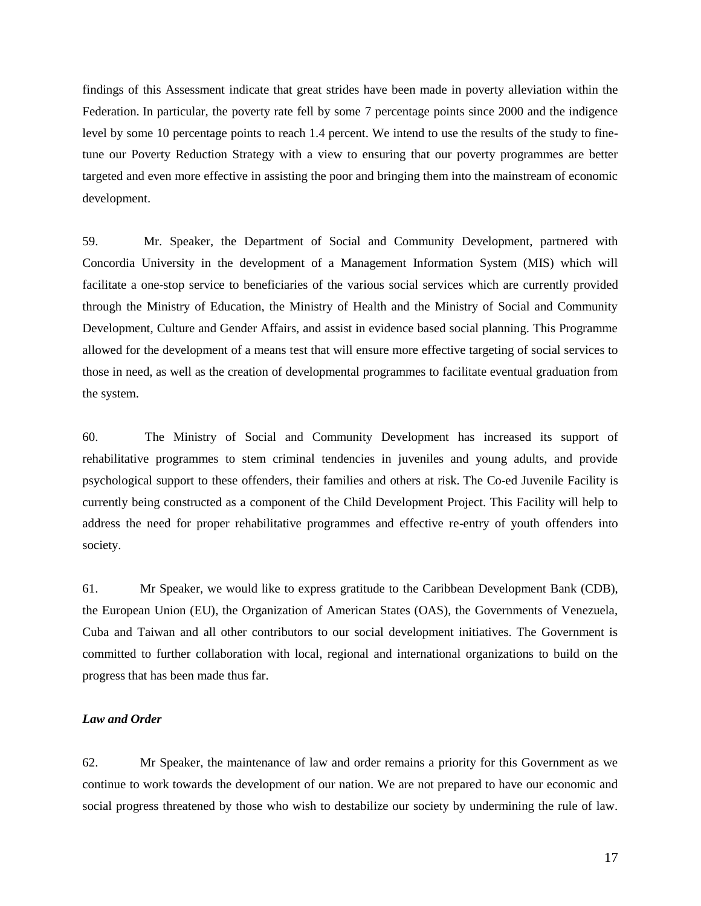findings of this Assessment indicate that great strides have been made in poverty alleviation within the Federation. In particular, the poverty rate fell by some 7 percentage points since 2000 and the indigence level by some 10 percentage points to reach 1.4 percent. We intend to use the results of the study to fine-tune our Poverty Reduction Strategy with a view to ensuring that our poverty programmes are better targeted and even more effective in assisting the poor and bringing them into the mainstream of economic development.

59. Mr. Speaker, the Department of Social and Community Development, partnered with Concordia University in the development of a Management Information System (MIS) which will facilitate a one-stop service to beneficiaries of the various social services which are currently provided through the Ministry of Education, the Ministry of Health and the Ministry of Social and Community Development, Culture and Gender Affairs, and assist in evidence based social planning. This Programme allowed for the development of a means test that will ensure more effective targeting of social services to those in need, as well as the creation of developmental programmes to facilitate eventual graduation from the system.

60. The Ministry of Social and Community Development has increased its support of rehabilitative programmes to stem criminal tendencies in juveniles and young adults, and provide psychological support to these offenders, their families and others at risk. The Co-ed Juvenile Facility is currently being constructed as a component of the Child Development Project. This Facility will help to address the need for proper rehabilitative programmes and effective re-entry of youth offenders into society.

61. Mr Speaker, we would like to express gratitude to the Caribbean Development Bank (CDB), the European Union (EU), the Organization of American States (OAS), the Governments of Venezuela, Cuba and Taiwan and all other contributors to our social development initiatives. The Government is committed to further collaboration with local, regional and international organizations to build on the progress that has been made thus far.

***Law and Order***

62. Mr Speaker, the maintenance of law and order remains a priority for this Government as we continue to work towards the development of our nation. We are not prepared to have our economic and social progress threatened by those who wish to destabilize our society by undermining the rule of law.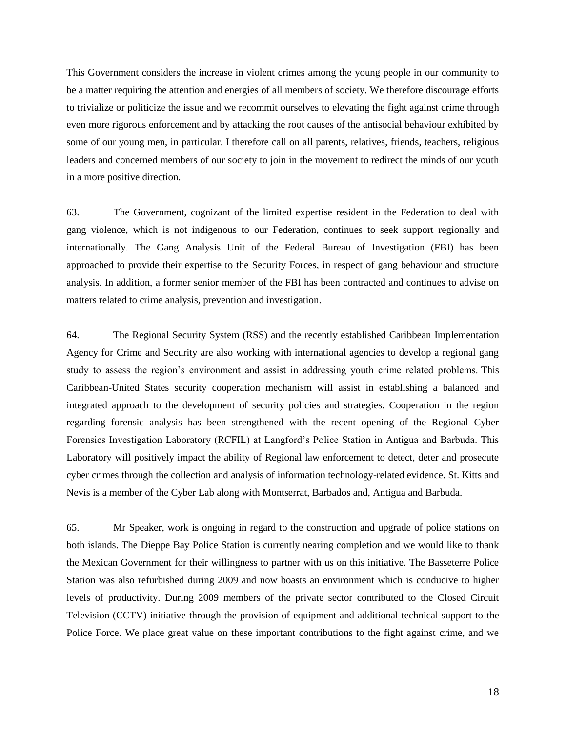This Government considers the increase in violent crimes among the young people in our community to be a matter requiring the attention and energies of all members of society. We therefore discourage efforts to trivialize or politicize the issue and we recommit ourselves to elevating the fight against crime through even more rigorous enforcement and by attacking the root causes of the antisocial behaviour exhibited by some of our young men, in particular. I therefore call on all parents, relatives, friends, teachers, religious leaders and concerned members of our society to join in the movement to redirect the minds of our youth in a more positive direction.

63. The Government, cognizant of the limited expertise resident in the Federation to deal with gang violence, which is not indigenous to our Federation, continues to seek support regionally and internationally. The Gang Analysis Unit of the Federal Bureau of Investigation (FBI) has been approached to provide their expertise to the Security Forces, in respect of gang behaviour and structure analysis. In addition, a former senior member of the FBI has been contracted and continues to advise on matters related to crime analysis, prevention and investigation.

64. The Regional Security System (RSS) and the recently established Caribbean Implementation Agency for Crime and Security are also working with international agencies to develop a regional gang study to assess the region's environment and assist in addressing youth crime related problems. This Caribbean-United States security cooperation mechanism will assist in establishing a balanced and integrated approach to the development of security policies and strategies. Cooperation in the region regarding forensic analysis has been strengthened with the recent opening of the Regional Cyber Forensics Investigation Laboratory (RCFIL) at Langford's Police Station in Antigua and Barbuda. This Laboratory will positively impact the ability of Regional law enforcement to detect, deter and prosecute cyber crimes through the collection and analysis of information technology-related evidence. St. Kitts and Nevis is a member of the Cyber Lab along with Montserrat, Barbados and, Antigua and Barbuda.

65. Mr Speaker, work is ongoing in regard to the construction and upgrade of police stations on both islands. The Dieppe Bay Police Station is currently nearing completion and we would like to thank the Mexican Government for their willingness to partner with us on this initiative. The Basseterre Police Station was also refurbished during 2009 and now boasts an environment which is conducive to higher levels of productivity. During 2009 members of the private sector contributed to the Closed Circuit Television (CCTV) initiative through the provision of equipment and additional technical support to the Police Force. We place great value on these important contributions to the fight against crime, and we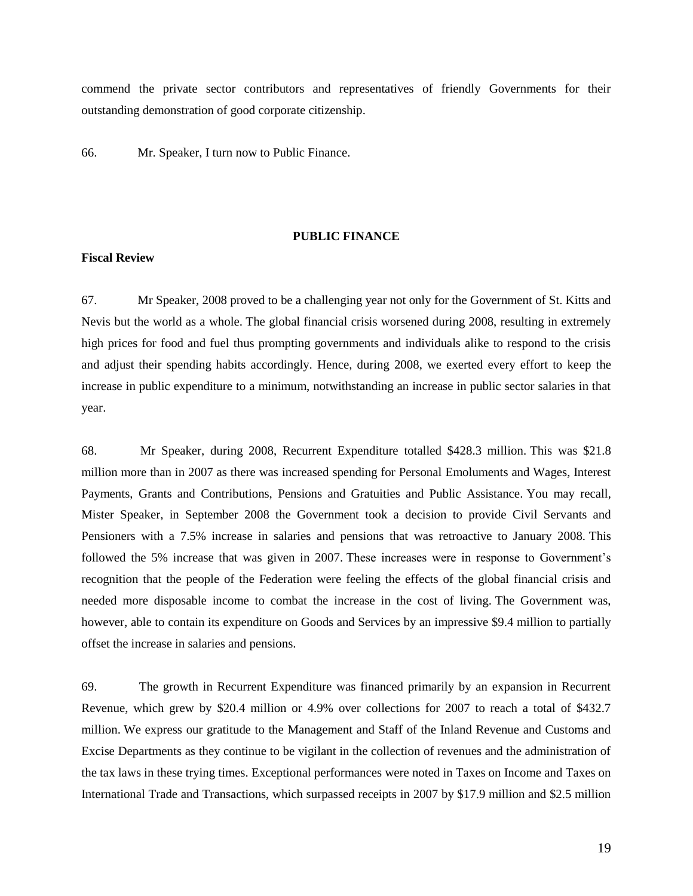commend the private sector contributors and representatives of friendly Governments for their outstanding demonstration of good corporate citizenship.

66. Mr. Speaker, I turn now to Public Finance.

## PUBLIC FINANCE

### Fiscal Review

67. Mr Speaker, 2008 proved to be a challenging year not only for the Government of St. Kitts and Nevis but the world as a whole. The global financial crisis worsened during 2008, resulting in extremely high prices for food and fuel thus prompting governments and individuals alike to respond to the crisis and adjust their spending habits accordingly. Hence, during 2008, we exerted every effort to keep the increase in public expenditure to a minimum, notwithstanding an increase in public sector salaries in that year.

68. Mr Speaker, during 2008, Recurrent Expenditure totalled $428.3 million. This was $21.8 million more than in 2007 as there was increased spending for Personal Emoluments and Wages, Interest Payments, Grants and Contributions, Pensions and Gratuities and Public Assistance. You may recall, Mister Speaker, in September 2008 the Government took a decision to provide Civil Servants and Pensioners with a 7.5% increase in salaries and pensions that was retroactive to January 2008. This followed the 5% increase that was given in 2007. These increases were in response to Government's recognition that the people of the Federation were feeling the effects of the global financial crisis and needed more disposable income to combat the increase in the cost of living. The Government was, however, able to contain its expenditure on Goods and Services by an impressive $9.4 million to partially offset the increase in salaries and pensions.

69. The growth in Recurrent Expenditure was financed primarily by an expansion in Recurrent Revenue, which grew by $20.4 million or 4.9% over collections for 2007 to reach a total of $432.7 million. We express our gratitude to the Management and Staff of the Inland Revenue and Customs and Excise Departments as they continue to be vigilant in the collection of revenues and the administration of the tax laws in these trying times. Exceptional performances were noted in Taxes on Income and Taxes on International Trade and Transactions, which surpassed receipts in 2007 by $17.9 million and $2.5 million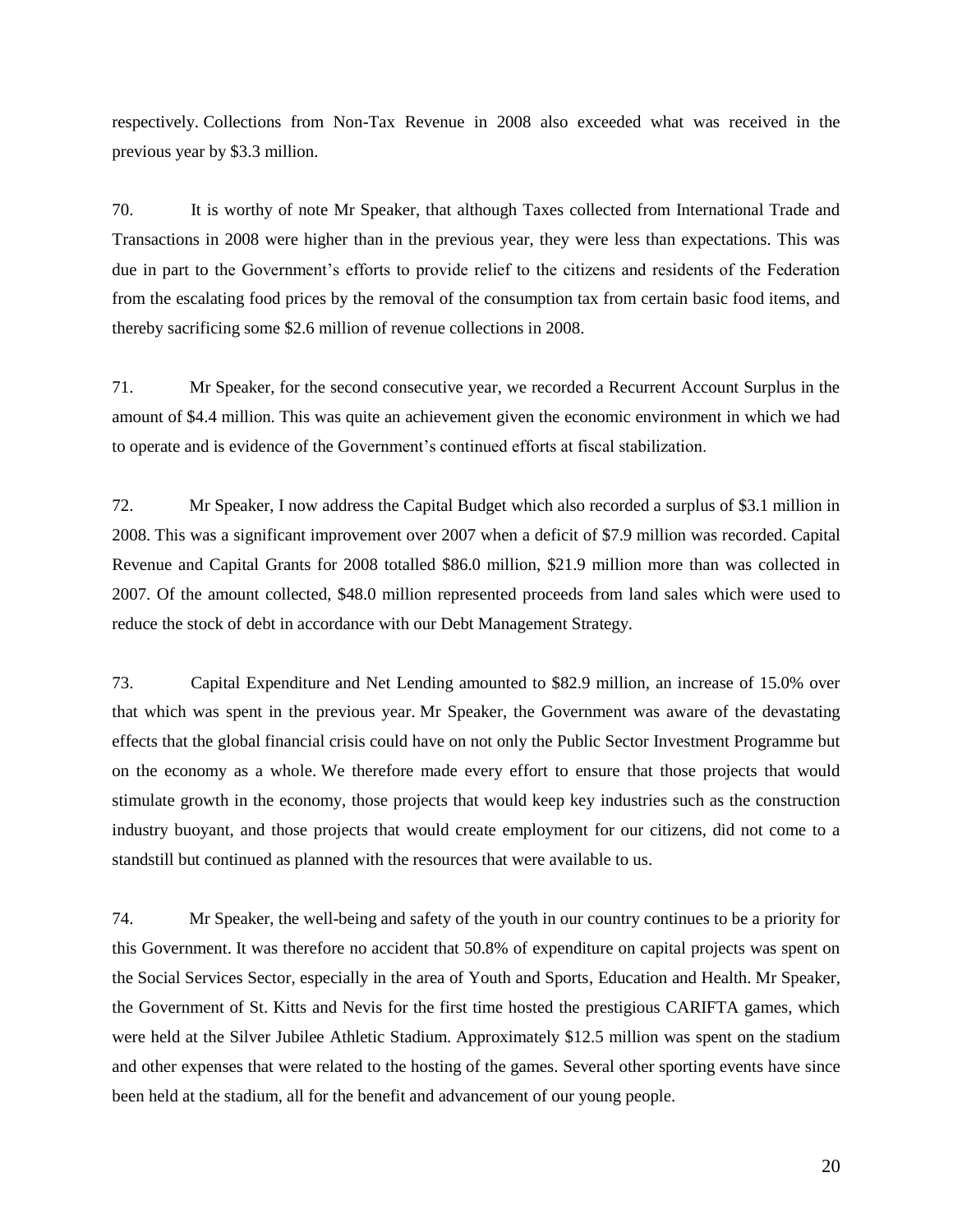respectively. Collections from Non-Tax Revenue in 2008 also exceeded what was received in the previous year by $3.3 million.

70. It is worthy of note Mr Speaker, that although Taxes collected from International Trade and Transactions in 2008 were higher than in the previous year, they were less than expectations. This was due in part to the Government's efforts to provide relief to the citizens and residents of the Federation from the escalating food prices by the removal of the consumption tax from certain basic food items, and thereby sacrificing some $2.6 million of revenue collections in 2008.

71. Mr Speaker, for the second consecutive year, we recorded a Recurrent Account Surplus in the amount of $4.4 million. This was quite an achievement given the economic environment in which we had to operate and is evidence of the Government's continued efforts at fiscal stabilization.

72. Mr Speaker, I now address the Capital Budget which also recorded a surplus of $3.1 million in 2008. This was a significant improvement over 2007 when a deficit of $7.9 million was recorded. Capital Revenue and Capital Grants for 2008 totalled $86.0 million, $21.9 million more than was collected in 2007. Of the amount collected, $48.0 million represented proceeds from land sales which were used to reduce the stock of debt in accordance with our Debt Management Strategy.

73. Capital Expenditure and Net Lending amounted to $82.9 million, an increase of 15.0% over that which was spent in the previous year. Mr Speaker, the Government was aware of the devastating effects that the global financial crisis could have on not only the Public Sector Investment Programme but on the economy as a whole. We therefore made every effort to ensure that those projects that would stimulate growth in the economy, those projects that would keep key industries such as the construction industry buoyant, and those projects that would create employment for our citizens, did not come to a standstill but continued as planned with the resources that were available to us.

74. Mr Speaker, the well-being and safety of the youth in our country continues to be a priority for this Government. It was therefore no accident that 50.8% of expenditure on capital projects was spent on the Social Services Sector, especially in the area of Youth and Sports, Education and Health. Mr Speaker, the Government of St. Kitts and Nevis for the first time hosted the prestigious CARIFTA games, which were held at the Silver Jubilee Athletic Stadium. Approximately $12.5 million was spent on the stadium and other expenses that were related to the hosting of the games. Several other sporting events have since been held at the stadium, all for the benefit and advancement of our young people.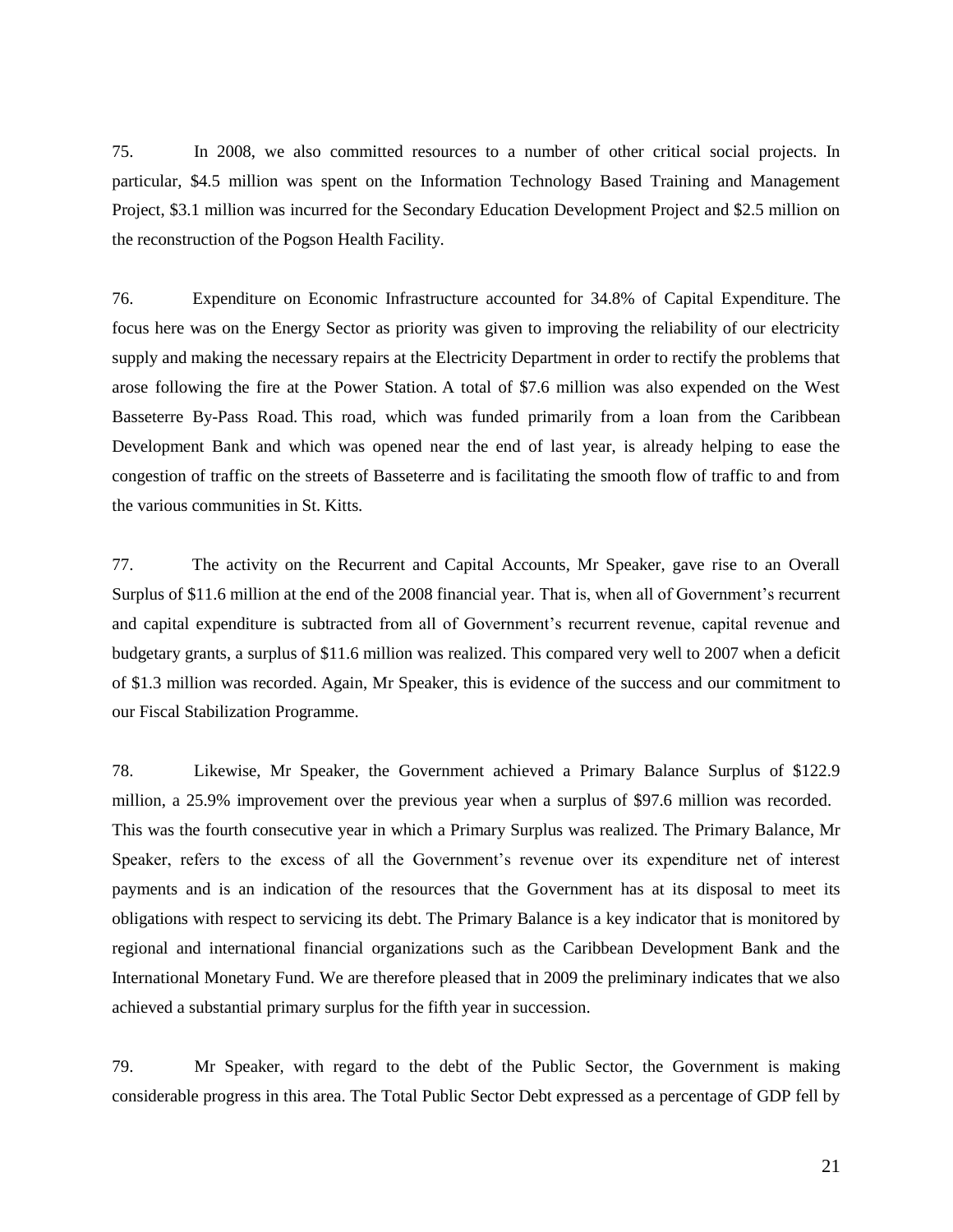75. In 2008, we also committed resources to a number of other critical social projects. In particular, \$4.5 million was spent on the Information Technology Based Training and Management Project, \$3.1 million was incurred for the Secondary Education Development Project and \$2.5 million on the reconstruction of the Pogson Health Facility.

76. Expenditure on Economic Infrastructure accounted for 34.8% of Capital Expenditure. The focus here was on the Energy Sector as priority was given to improving the reliability of our electricity supply and making the necessary repairs at the Electricity Department in order to rectify the problems that arose following the fire at the Power Station. A total of \$7.6 million was also expended on the West Basseterre By-Pass Road. This road, which was funded primarily from a loan from the Caribbean Development Bank and which was opened near the end of last year, is already helping to ease the congestion of traffic on the streets of Basseterre and is facilitating the smooth flow of traffic to and from the various communities in St. Kitts.

77. The activity on the Recurrent and Capital Accounts, Mr Speaker, gave rise to an Overall Surplus of \$11.6 million at the end of the 2008 financial year. That is, when all of Government's recurrent and capital expenditure is subtracted from all of Government's recurrent revenue, capital revenue and budgetary grants, a surplus of \$11.6 million was realized. This compared very well to 2007 when a deficit of \$1.3 million was recorded. Again, Mr Speaker, this is evidence of the success and our commitment to our Fiscal Stabilization Programme.

78. Likewise, Mr Speaker, the Government achieved a Primary Balance Surplus of \$122.9 million, a 25.9% improvement over the previous year when a surplus of \$97.6 million was recorded. This was the fourth consecutive year in which a Primary Surplus was realized. The Primary Balance, Mr Speaker, refers to the excess of all the Government's revenue over its expenditure net of interest payments and is an indication of the resources that the Government has at its disposal to meet its obligations with respect to servicing its debt. The Primary Balance is a key indicator that is monitored by regional and international financial organizations such as the Caribbean Development Bank and the International Monetary Fund. We are therefore pleased that in 2009 the preliminary indicates that we also achieved a substantial primary surplus for the fifth year in succession.

79. Mr Speaker, with regard to the debt of the Public Sector, the Government is making considerable progress in this area. The Total Public Sector Debt expressed as a percentage of GDP fell by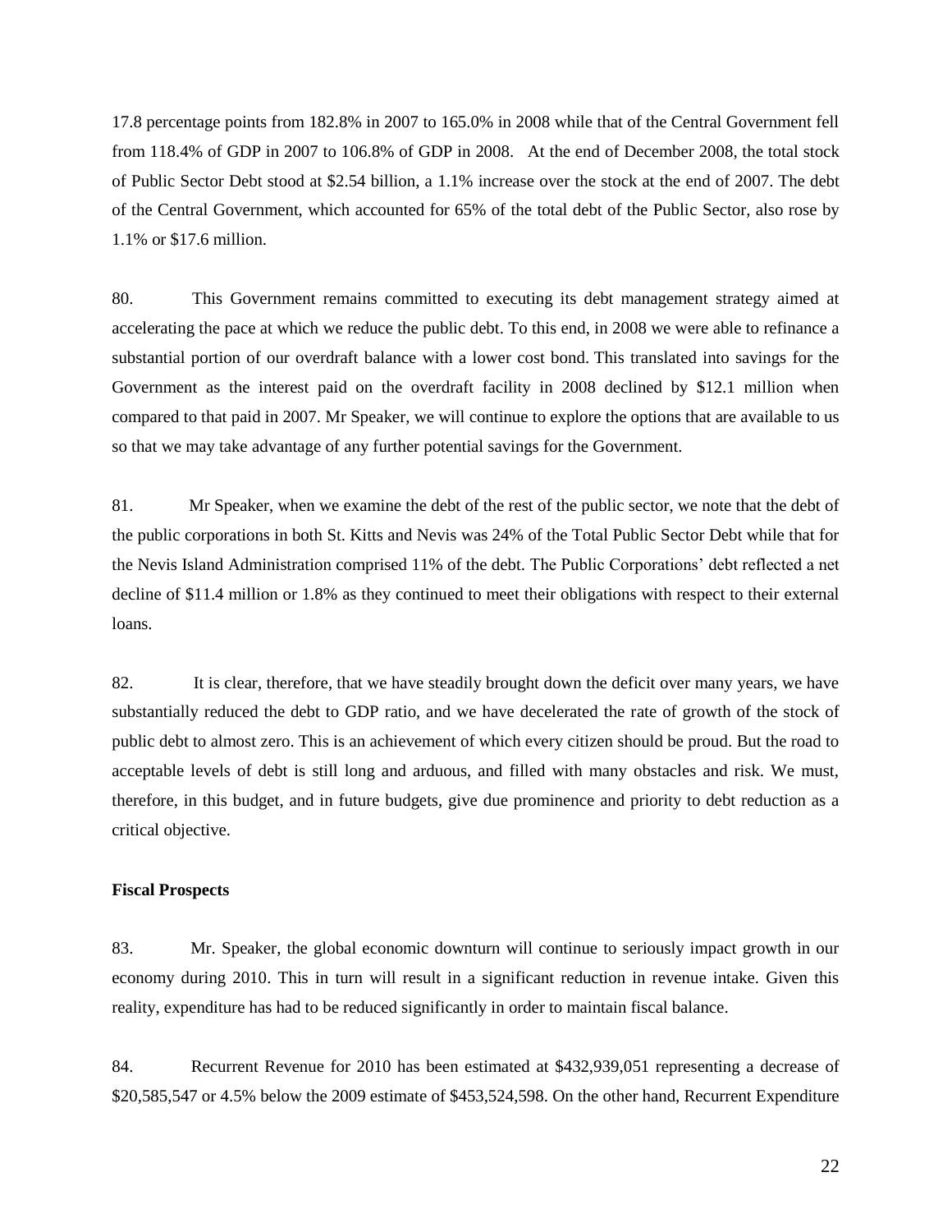17.8 percentage points from 182.8% in 2007 to 165.0% in 2008 while that of the Central Government fell from 118.4% of GDP in 2007 to 106.8% of GDP in 2008. At the end of December 2008, the total stock of Public Sector Debt stood at $2.54 billion, a 1.1% increase over the stock at the end of 2007. The debt of the Central Government, which accounted for 65% of the total debt of the Public Sector, also rose by 1.1% or $17.6 million.

80. This Government remains committed to executing its debt management strategy aimed at accelerating the pace at which we reduce the public debt. To this end, in 2008 we were able to refinance a substantial portion of our overdraft balance with a lower cost bond. This translated into savings for the Government as the interest paid on the overdraft facility in 2008 declined by $12.1 million when compared to that paid in 2007. Mr Speaker, we will continue to explore the options that are available to us so that we may take advantage of any further potential savings for the Government.

81. Mr Speaker, when we examine the debt of the rest of the public sector, we note that the debt of the public corporations in both St. Kitts and Nevis was 24% of the Total Public Sector Debt while that for the Nevis Island Administration comprised 11% of the debt. The Public Corporations' debt reflected a net decline of $11.4 million or 1.8% as they continued to meet their obligations with respect to their external loans.

82. It is clear, therefore, that we have steadily brought down the deficit over many years, we have substantially reduced the debt to GDP ratio, and we have decelerated the rate of growth of the stock of public debt to almost zero. This is an achievement of which every citizen should be proud. But the road to acceptable levels of debt is still long and arduous, and filled with many obstacles and risk. We must, therefore, in this budget, and in future budgets, give due prominence and priority to debt reduction as a critical objective.

**Fiscal Prospects**

83. Mr. Speaker, the global economic downturn will continue to seriously impact growth in our economy during 2010. This in turn will result in a significant reduction in revenue intake. Given this reality, expenditure has had to be reduced significantly in order to maintain fiscal balance.

84. Recurrent Revenue for 2010 has been estimated at $432,939,051 representing a decrease of $20,585,547 or 4.5% below the 2009 estimate of $453,524,598. On the other hand, Recurrent Expenditure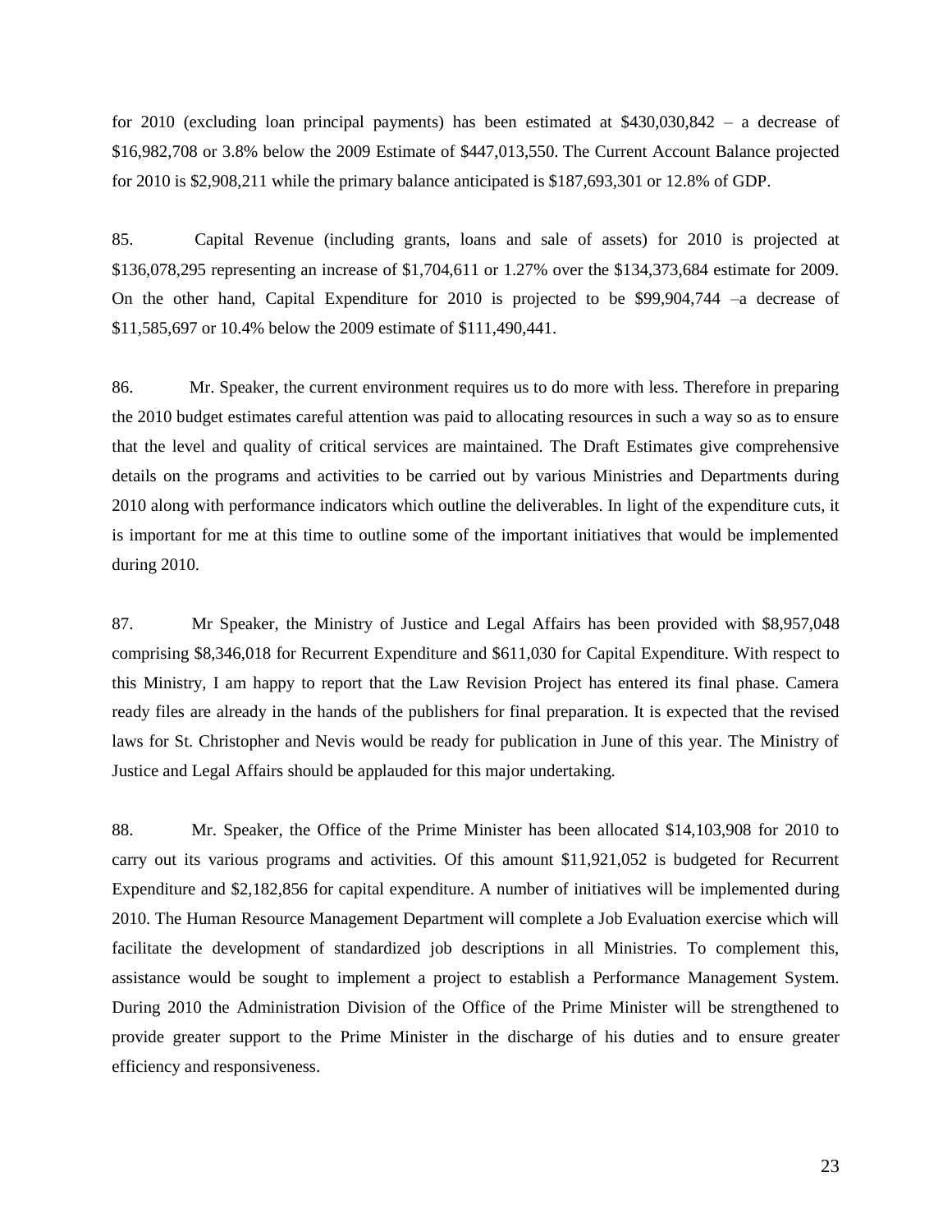for 2010 (excluding loan principal payments) has been estimated at $430,030,842 – a decrease of $16,982,708 or 3.8% below the 2009 Estimate of $447,013,550. The Current Account Balance projected for 2010 is $2,908,211 while the primary balance anticipated is $187,693,301 or 12.8% of GDP.

85. Capital Revenue (including grants, loans and sale of assets) for 2010 is projected at $136,078,295 representing an increase of $1,704,611 or 1.27% over the $134,373,684 estimate for 2009. On the other hand, Capital Expenditure for 2010 is projected to be $99,904,744 –a decrease of $11,585,697 or 10.4% below the 2009 estimate of $111,490,441.

86. Mr. Speaker, the current environment requires us to do more with less. Therefore in preparing the 2010 budget estimates careful attention was paid to allocating resources in such a way so as to ensure that the level and quality of critical services are maintained. The Draft Estimates give comprehensive details on the programs and activities to be carried out by various Ministries and Departments during 2010 along with performance indicators which outline the deliverables. In light of the expenditure cuts, it is important for me at this time to outline some of the important initiatives that would be implemented during 2010.

87. Mr Speaker, the Ministry of Justice and Legal Affairs has been provided with $8,957,048 comprising $8,346,018 for Recurrent Expenditure and $611,030 for Capital Expenditure. With respect to this Ministry, I am happy to report that the Law Revision Project has entered its final phase. Camera ready files are already in the hands of the publishers for final preparation. It is expected that the revised laws for St. Christopher and Nevis would be ready for publication in June of this year. The Ministry of Justice and Legal Affairs should be applauded for this major undertaking.

88. Mr. Speaker, the Office of the Prime Minister has been allocated $14,103,908 for 2010 to carry out its various programs and activities. Of this amount $11,921,052 is budgeted for Recurrent Expenditure and $2,182,856 for capital expenditure. A number of initiatives will be implemented during 2010. The Human Resource Management Department will complete a Job Evaluation exercise which will facilitate the development of standardized job descriptions in all Ministries. To complement this, assistance would be sought to implement a project to establish a Performance Management System. During 2010 the Administration Division of the Office of the Prime Minister will be strengthened to provide greater support to the Prime Minister in the discharge of his duties and to ensure greater efficiency and responsiveness.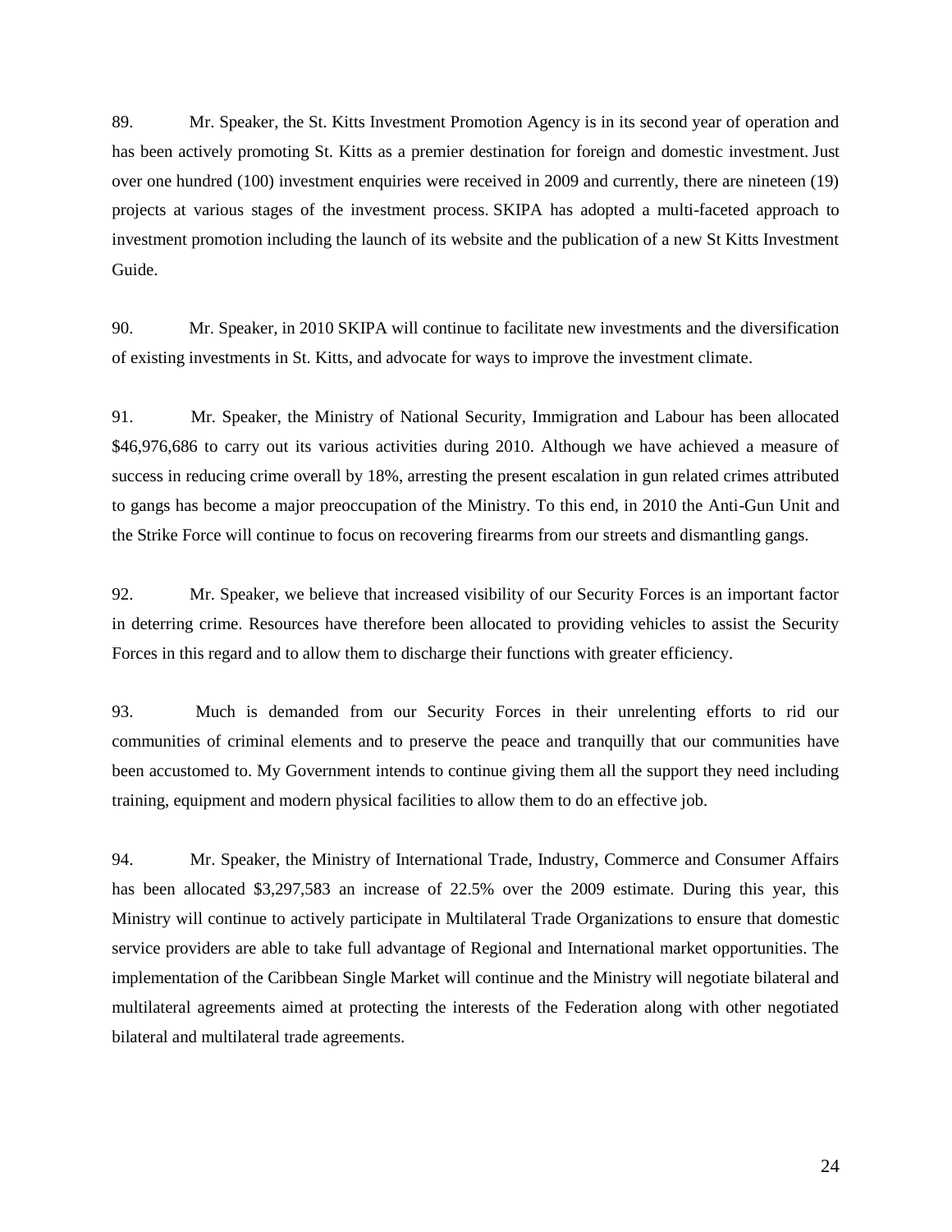89. Mr. Speaker, the St. Kitts Investment Promotion Agency is in its second year of operation and has been actively promoting St. Kitts as a premier destination for foreign and domestic investment. Just over one hundred (100) investment enquiries were received in 2009 and currently, there are nineteen (19) projects at various stages of the investment process. SKIPA has adopted a multi-faceted approach to investment promotion including the launch of its website and the publication of a new St Kitts Investment Guide.

90. Mr. Speaker, in 2010 SKIPA will continue to facilitate new investments and the diversification of existing investments in St. Kitts, and advocate for ways to improve the investment climate.

91. Mr. Speaker, the Ministry of National Security, Immigration and Labour has been allocated $46,976,686 to carry out its various activities during 2010. Although we have achieved a measure of success in reducing crime overall by 18%, arresting the present escalation in gun related crimes attributed to gangs has become a major preoccupation of the Ministry. To this end, in 2010 the Anti-Gun Unit and the Strike Force will continue to focus on recovering firearms from our streets and dismantling gangs.

92. Mr. Speaker, we believe that increased visibility of our Security Forces is an important factor in deterring crime. Resources have therefore been allocated to providing vehicles to assist the Security Forces in this regard and to allow them to discharge their functions with greater efficiency.

93. Much is demanded from our Security Forces in their unrelenting efforts to rid our communities of criminal elements and to preserve the peace and tranquilly that our communities have been accustomed to. My Government intends to continue giving them all the support they need including training, equipment and modern physical facilities to allow them to do an effective job.

94. Mr. Speaker, the Ministry of International Trade, Industry, Commerce and Consumer Affairs has been allocated $3,297,583 an increase of 22.5% over the 2009 estimate. During this year, this Ministry will continue to actively participate in Multilateral Trade Organizations to ensure that domestic service providers are able to take full advantage of Regional and International market opportunities. The implementation of the Caribbean Single Market will continue and the Ministry will negotiate bilateral and multilateral agreements aimed at protecting the interests of the Federation along with other negotiated bilateral and multilateral trade agreements.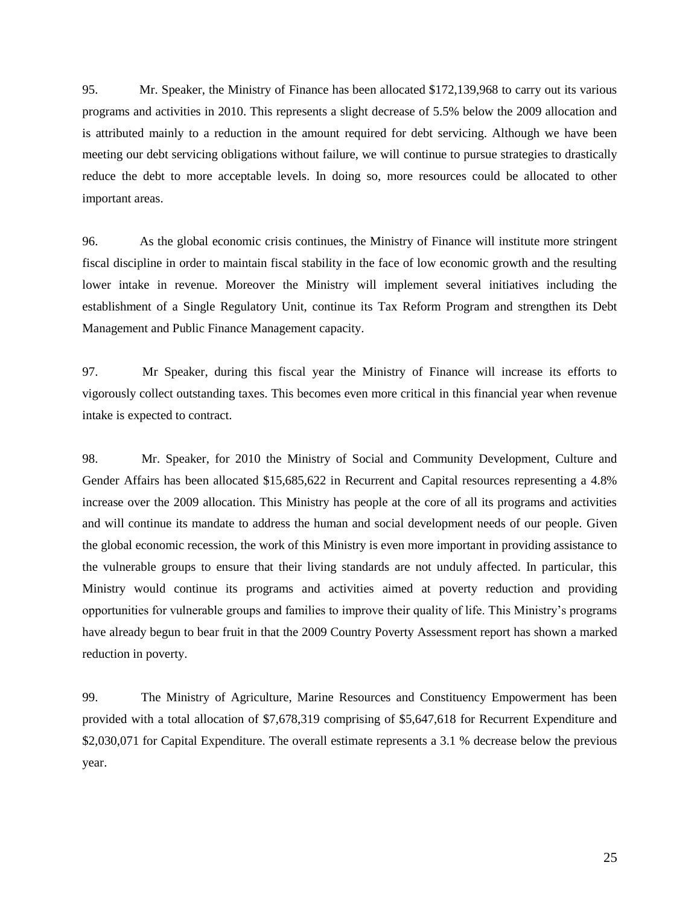95. Mr. Speaker, the Ministry of Finance has been allocated $172,139,968 to carry out its various programs and activities in 2010. This represents a slight decrease of 5.5% below the 2009 allocation and is attributed mainly to a reduction in the amount required for debt servicing. Although we have been meeting our debt servicing obligations without failure, we will continue to pursue strategies to drastically reduce the debt to more acceptable levels. In doing so, more resources could be allocated to other important areas.

96. As the global economic crisis continues, the Ministry of Finance will institute more stringent fiscal discipline in order to maintain fiscal stability in the face of low economic growth and the resulting lower intake in revenue. Moreover the Ministry will implement several initiatives including the establishment of a Single Regulatory Unit, continue its Tax Reform Program and strengthen its Debt Management and Public Finance Management capacity.

97. Mr Speaker, during this fiscal year the Ministry of Finance will increase its efforts to vigorously collect outstanding taxes. This becomes even more critical in this financial year when revenue intake is expected to contract.

98. Mr. Speaker, for 2010 the Ministry of Social and Community Development, Culture and Gender Affairs has been allocated $15,685,622 in Recurrent and Capital resources representing a 4.8% increase over the 2009 allocation. This Ministry has people at the core of all its programs and activities and will continue its mandate to address the human and social development needs of our people. Given the global economic recession, the work of this Ministry is even more important in providing assistance to the vulnerable groups to ensure that their living standards are not unduly affected. In particular, this Ministry would continue its programs and activities aimed at poverty reduction and providing opportunities for vulnerable groups and families to improve their quality of life. This Ministry's programs have already begun to bear fruit in that the 2009 Country Poverty Assessment report has shown a marked reduction in poverty.

99. The Ministry of Agriculture, Marine Resources and Constituency Empowerment has been provided with a total allocation of $7,678,319 comprising of $5,647,618 for Recurrent Expenditure and $2,030,071 for Capital Expenditure. The overall estimate represents a 3.1 % decrease below the previous year.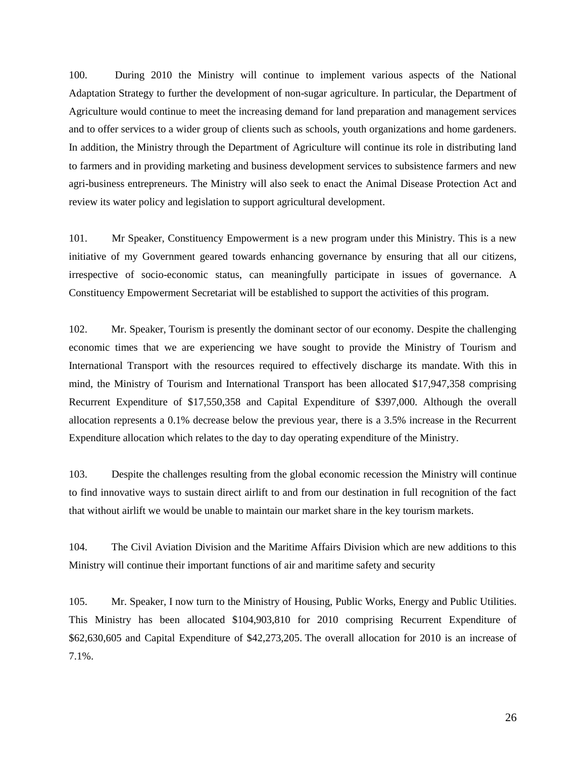100. During 2010 the Ministry will continue to implement various aspects of the National Adaptation Strategy to further the development of non-sugar agriculture. In particular, the Department of Agriculture would continue to meet the increasing demand for land preparation and management services and to offer services to a wider group of clients such as schools, youth organizations and home gardeners. In addition, the Ministry through the Department of Agriculture will continue its role in distributing land to farmers and in providing marketing and business development services to subsistence farmers and new agri-business entrepreneurs. The Ministry will also seek to enact the Animal Disease Protection Act and review its water policy and legislation to support agricultural development.

101. Mr Speaker, Constituency Empowerment is a new program under this Ministry. This is a new initiative of my Government geared towards enhancing governance by ensuring that all our citizens, irrespective of socio-economic status, can meaningfully participate in issues of governance. A Constituency Empowerment Secretariat will be established to support the activities of this program.

102. Mr. Speaker, Tourism is presently the dominant sector of our economy. Despite the challenging economic times that we are experiencing we have sought to provide the Ministry of Tourism and International Transport with the resources required to effectively discharge its mandate. With this in mind, the Ministry of Tourism and International Transport has been allocated $17,947,358 comprising Recurrent Expenditure of $17,550,358 and Capital Expenditure of $397,000. Although the overall allocation represents a 0.1% decrease below the previous year, there is a 3.5% increase in the Recurrent Expenditure allocation which relates to the day to day operating expenditure of the Ministry.

103. Despite the challenges resulting from the global economic recession the Ministry will continue to find innovative ways to sustain direct airlift to and from our destination in full recognition of the fact that without airlift we would be unable to maintain our market share in the key tourism markets.

104. The Civil Aviation Division and the Maritime Affairs Division which are new additions to this Ministry will continue their important functions of air and maritime safety and security

105. Mr. Speaker, I now turn to the Ministry of Housing, Public Works, Energy and Public Utilities. This Ministry has been allocated $104,903,810 for 2010 comprising Recurrent Expenditure of $62,630,605 and Capital Expenditure of $42,273,205. The overall allocation for 2010 is an increase of 7.1%.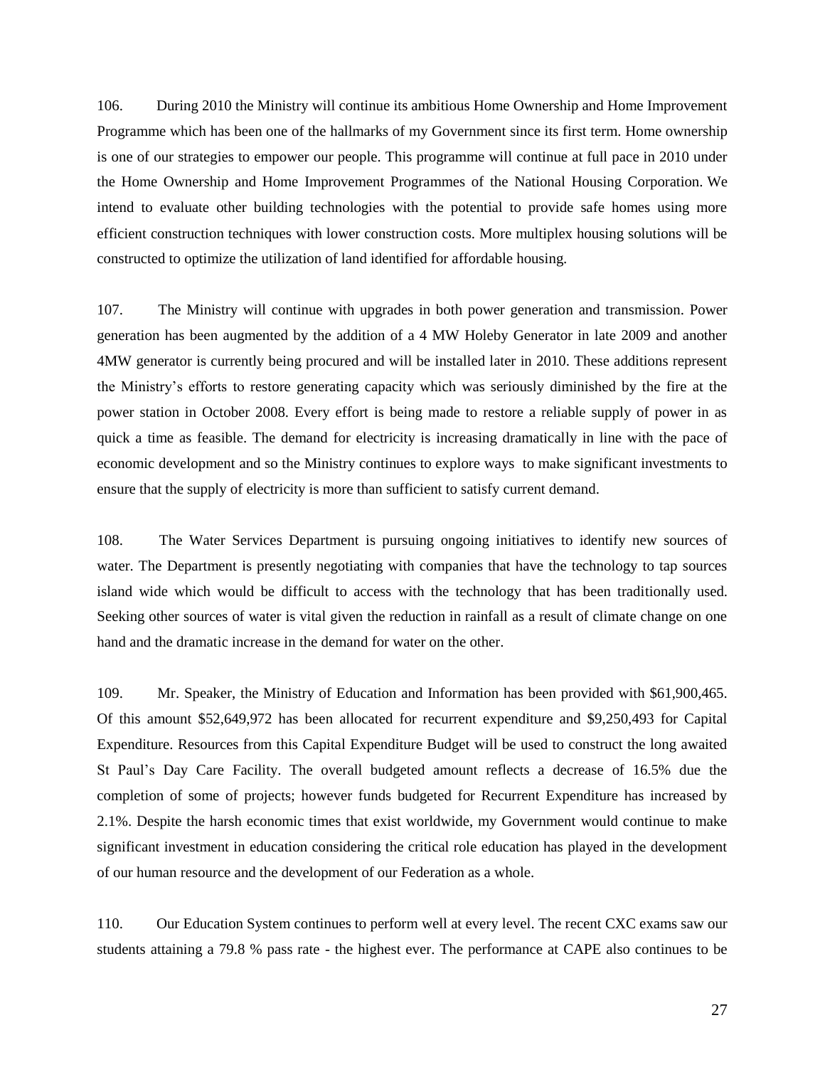106. During 2010 the Ministry will continue its ambitious Home Ownership and Home Improvement Programme which has been one of the hallmarks of my Government since its first term. Home ownership is one of our strategies to empower our people. This programme will continue at full pace in 2010 under the Home Ownership and Home Improvement Programmes of the National Housing Corporation. We intend to evaluate other building technologies with the potential to provide safe homes using more efficient construction techniques with lower construction costs. More multiplex housing solutions will be constructed to optimize the utilization of land identified for affordable housing.

107. The Ministry will continue with upgrades in both power generation and transmission. Power generation has been augmented by the addition of a 4 MW Holeby Generator in late 2009 and another 4MW generator is currently being procured and will be installed later in 2010. These additions represent the Ministry's efforts to restore generating capacity which was seriously diminished by the fire at the power station in October 2008. Every effort is being made to restore a reliable supply of power in as quick a time as feasible. The demand for electricity is increasing dramatically in line with the pace of economic development and so the Ministry continues to explore ways to make significant investments to ensure that the supply of electricity is more than sufficient to satisfy current demand.

108. The Water Services Department is pursuing ongoing initiatives to identify new sources of water. The Department is presently negotiating with companies that have the technology to tap sources island wide which would be difficult to access with the technology that has been traditionally used. Seeking other sources of water is vital given the reduction in rainfall as a result of climate change on one hand and the dramatic increase in the demand for water on the other.

109. Mr. Speaker, the Ministry of Education and Information has been provided with $61,900,465. Of this amount $52,649,972 has been allocated for recurrent expenditure and $9,250,493 for Capital Expenditure. Resources from this Capital Expenditure Budget will be used to construct the long awaited St Paul's Day Care Facility. The overall budgeted amount reflects a decrease of 16.5% due the completion of some of projects; however funds budgeted for Recurrent Expenditure has increased by 2.1%. Despite the harsh economic times that exist worldwide, my Government would continue to make significant investment in education considering the critical role education has played in the development of our human resource and the development of our Federation as a whole.

110. Our Education System continues to perform well at every level. The recent CXC exams saw our students attaining a 79.8 % pass rate - the highest ever. The performance at CAPE also continues to be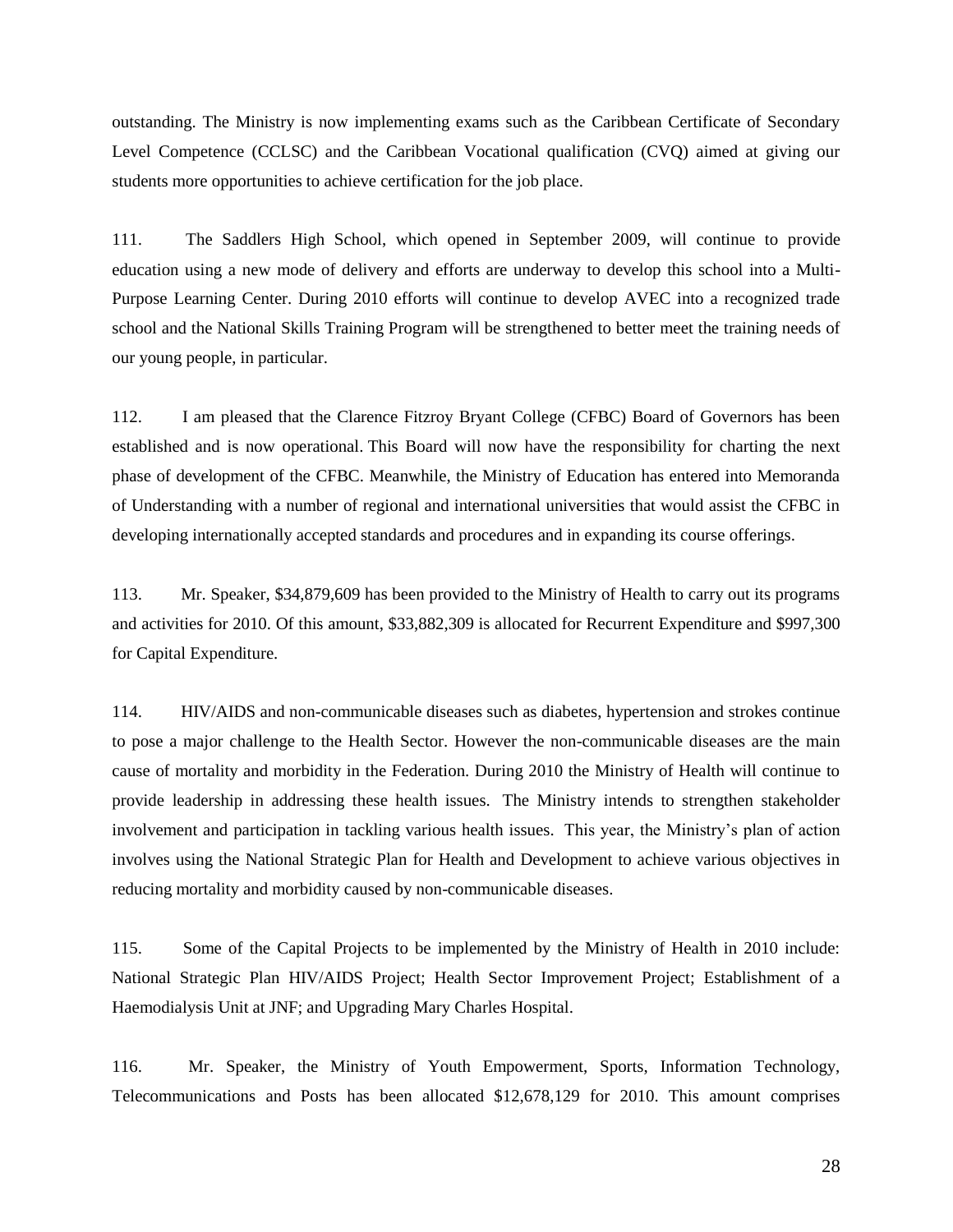outstanding. The Ministry is now implementing exams such as the Caribbean Certificate of Secondary Level Competence (CCLSC) and the Caribbean Vocational qualification (CVQ) aimed at giving our students more opportunities to achieve certification for the job place.

111. The Saddlers High School, which opened in September 2009, will continue to provide education using a new mode of delivery and efforts are underway to develop this school into a Multi-Purpose Learning Center. During 2010 efforts will continue to develop AVEC into a recognized trade school and the National Skills Training Program will be strengthened to better meet the training needs of our young people, in particular.

112. I am pleased that the Clarence Fitzroy Bryant College (CFBC) Board of Governors has been established and is now operational. This Board will now have the responsibility for charting the next phase of development of the CFBC. Meanwhile, the Ministry of Education has entered into Memoranda of Understanding with a number of regional and international universities that would assist the CFBC in developing internationally accepted standards and procedures and in expanding its course offerings.

113. Mr. Speaker, $34,879,609 has been provided to the Ministry of Health to carry out its programs and activities for 2010. Of this amount, $33,882,309 is allocated for Recurrent Expenditure and $997,300 for Capital Expenditure.

114. HIV/AIDS and non-communicable diseases such as diabetes, hypertension and strokes continue to pose a major challenge to the Health Sector. However the non-communicable diseases are the main cause of mortality and morbidity in the Federation. During 2010 the Ministry of Health will continue to provide leadership in addressing these health issues. The Ministry intends to strengthen stakeholder involvement and participation in tackling various health issues. This year, the Ministry's plan of action involves using the National Strategic Plan for Health and Development to achieve various objectives in reducing mortality and morbidity caused by non-communicable diseases.

115. Some of the Capital Projects to be implemented by the Ministry of Health in 2010 include: National Strategic Plan HIV/AIDS Project; Health Sector Improvement Project; Establishment of a Haemodialysis Unit at JNF; and Upgrading Mary Charles Hospital.

116. Mr. Speaker, the Ministry of Youth Empowerment, Sports, Information Technology, Telecommunications and Posts has been allocated $12,678,129 for 2010. This amount comprises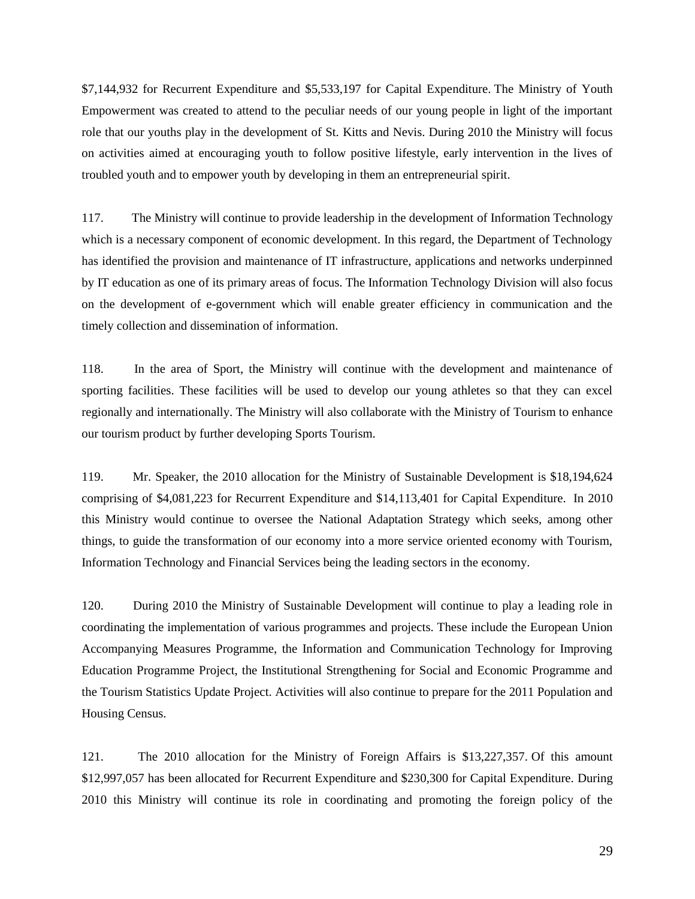$7,144,932 for Recurrent Expenditure and $5,533,197 for Capital Expenditure. The Ministry of Youth Empowerment was created to attend to the peculiar needs of our young people in light of the important role that our youths play in the development of St. Kitts and Nevis. During 2010 the Ministry will focus on activities aimed at encouraging youth to follow positive lifestyle, early intervention in the lives of troubled youth and to empower youth by developing in them an entrepreneurial spirit.

117. The Ministry will continue to provide leadership in the development of Information Technology which is a necessary component of economic development. In this regard, the Department of Technology has identified the provision and maintenance of IT infrastructure, applications and networks underpinned by IT education as one of its primary areas of focus. The Information Technology Division will also focus on the development of e-government which will enable greater efficiency in communication and the timely collection and dissemination of information.

118. In the area of Sport, the Ministry will continue with the development and maintenance of sporting facilities. These facilities will be used to develop our young athletes so that they can excel regionally and internationally. The Ministry will also collaborate with the Ministry of Tourism to enhance our tourism product by further developing Sports Tourism.

119. Mr. Speaker, the 2010 allocation for the Ministry of Sustainable Development is $18,194,624 comprising of $4,081,223 for Recurrent Expenditure and $14,113,401 for Capital Expenditure. In 2010 this Ministry would continue to oversee the National Adaptation Strategy which seeks, among other things, to guide the transformation of our economy into a more service oriented economy with Tourism, Information Technology and Financial Services being the leading sectors in the economy.

120. During 2010 the Ministry of Sustainable Development will continue to play a leading role in coordinating the implementation of various programmes and projects. These include the European Union Accompanying Measures Programme, the Information and Communication Technology for Improving Education Programme Project, the Institutional Strengthening for Social and Economic Programme and the Tourism Statistics Update Project. Activities will also continue to prepare for the 2011 Population and Housing Census.

121. The 2010 allocation for the Ministry of Foreign Affairs is $13,227,357. Of this amount $12,997,057 has been allocated for Recurrent Expenditure and $230,300 for Capital Expenditure. During 2010 this Ministry will continue its role in coordinating and promoting the foreign policy of the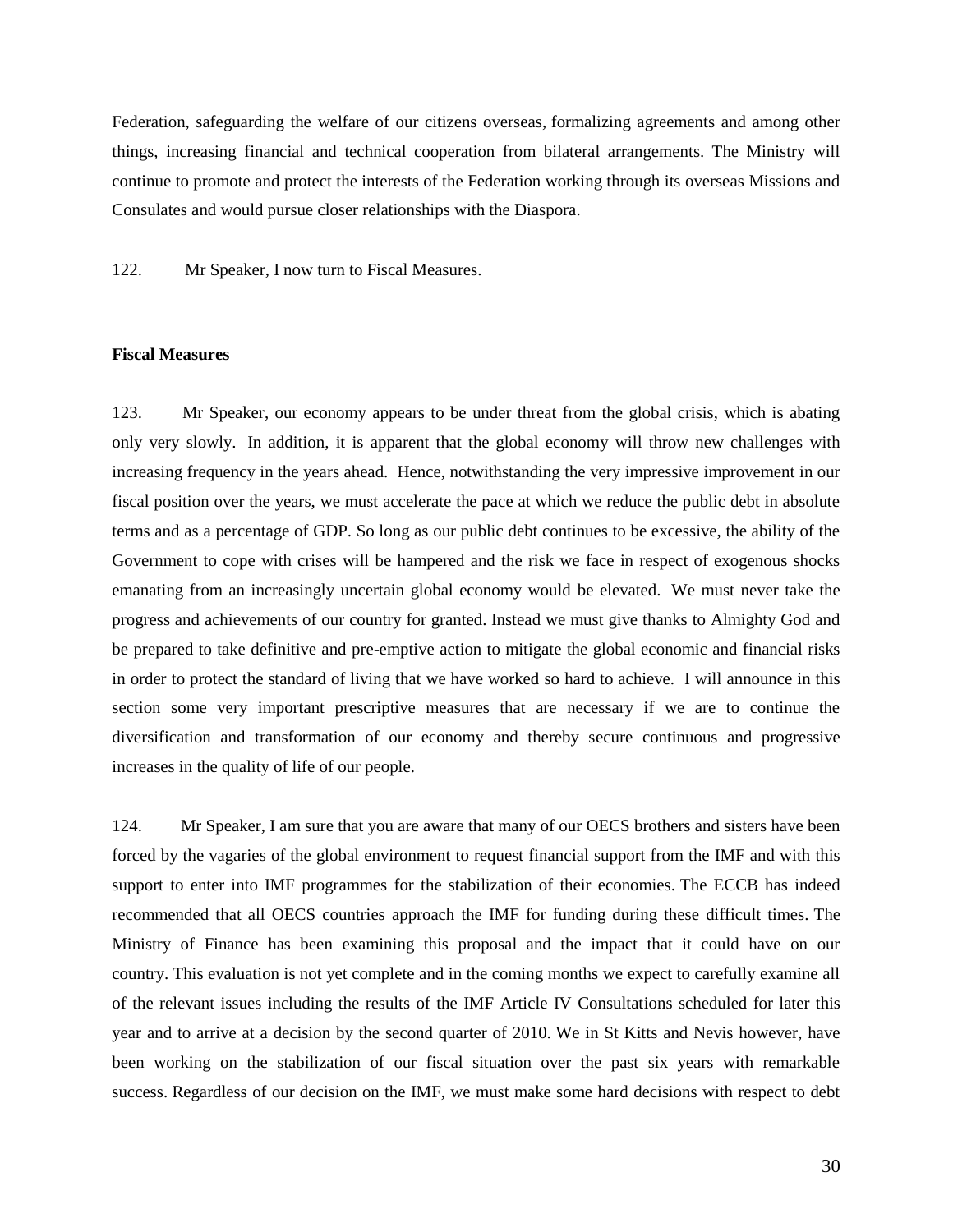Federation, safeguarding the welfare of our citizens overseas, formalizing agreements and among other things, increasing financial and technical cooperation from bilateral arrangements. The Ministry will continue to promote and protect the interests of the Federation working through its overseas Missions and Consulates and would pursue closer relationships with the Diaspora.

122. Mr Speaker, I now turn to Fiscal Measures.

**Fiscal Measures**

123. Mr Speaker, our economy appears to be under threat from the global crisis, which is abating only very slowly. In addition, it is apparent that the global economy will throw new challenges with increasing frequency in the years ahead. Hence, notwithstanding the very impressive improvement in our fiscal position over the years, we must accelerate the pace at which we reduce the public debt in absolute terms and as a percentage of GDP. So long as our public debt continues to be excessive, the ability of the Government to cope with crises will be hampered and the risk we face in respect of exogenous shocks emanating from an increasingly uncertain global economy would be elevated. We must never take the progress and achievements of our country for granted. Instead we must give thanks to Almighty God and be prepared to take definitive and pre-emptive action to mitigate the global economic and financial risks in order to protect the standard of living that we have worked so hard to achieve. I will announce in this section some very important prescriptive measures that are necessary if we are to continue the diversification and transformation of our economy and thereby secure continuous and progressive increases in the quality of life of our people.

124. Mr Speaker, I am sure that you are aware that many of our OECS brothers and sisters have been forced by the vagaries of the global environment to request financial support from the IMF and with this support to enter into IMF programmes for the stabilization of their economies. The ECCB has indeed recommended that all OECS countries approach the IMF for funding during these difficult times. The Ministry of Finance has been examining this proposal and the impact that it could have on our country. This evaluation is not yet complete and in the coming months we expect to carefully examine all of the relevant issues including the results of the IMF Article IV Consultations scheduled for later this year and to arrive at a decision by the second quarter of 2010. We in St Kitts and Nevis however, have been working on the stabilization of our fiscal situation over the past six years with remarkable success. Regardless of our decision on the IMF, we must make some hard decisions with respect to debt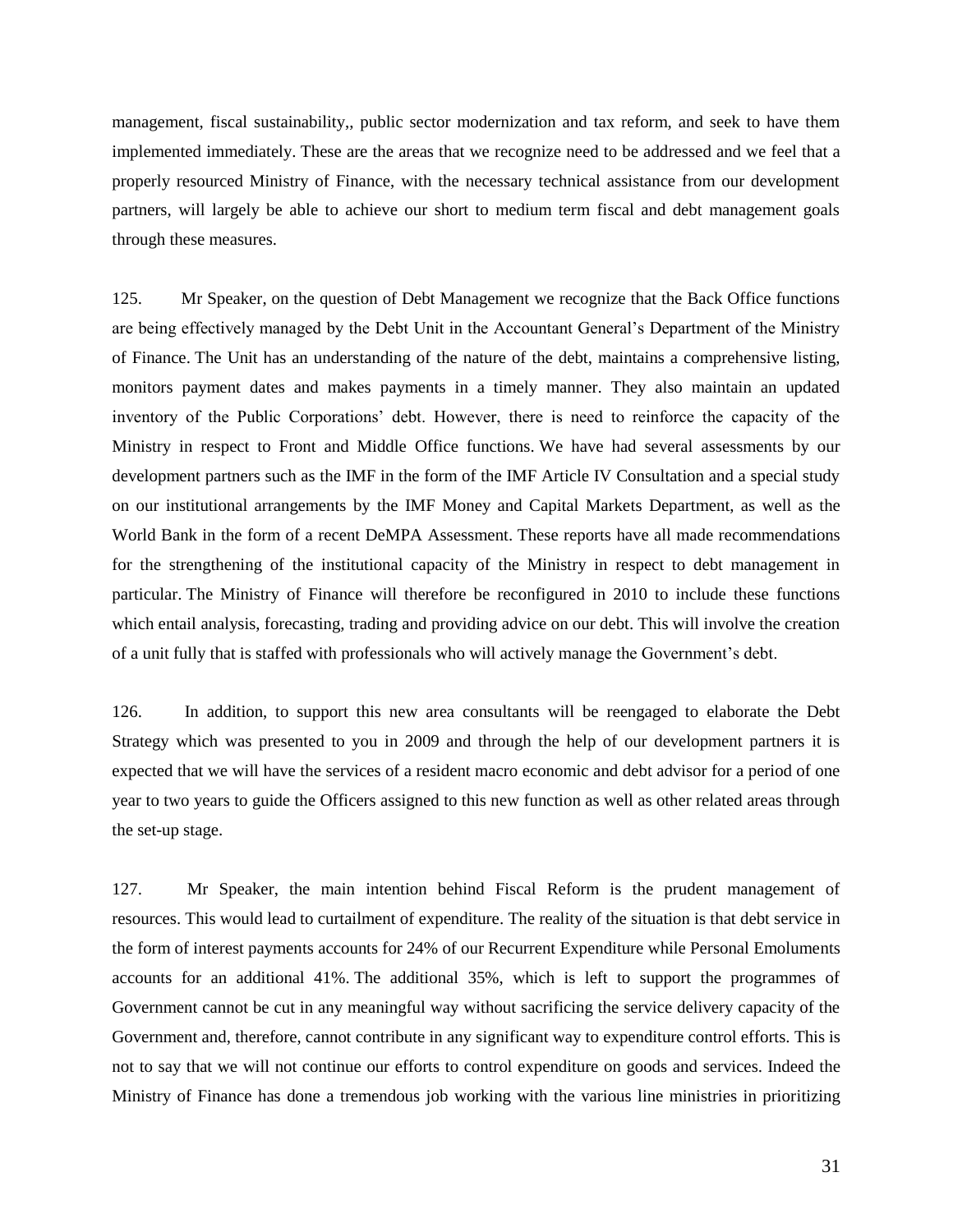management, fiscal sustainability,, public sector modernization and tax reform, and seek to have them implemented immediately. These are the areas that we recognize need to be addressed and we feel that a properly resourced Ministry of Finance, with the necessary technical assistance from our development partners, will largely be able to achieve our short to medium term fiscal and debt management goals through these measures.

125. Mr Speaker, on the question of Debt Management we recognize that the Back Office functions are being effectively managed by the Debt Unit in the Accountant General's Department of the Ministry of Finance. The Unit has an understanding of the nature of the debt, maintains a comprehensive listing, monitors payment dates and makes payments in a timely manner. They also maintain an updated inventory of the Public Corporations' debt. However, there is need to reinforce the capacity of the Ministry in respect to Front and Middle Office functions. We have had several assessments by our development partners such as the IMF in the form of the IMF Article IV Consultation and a special study on our institutional arrangements by the IMF Money and Capital Markets Department, as well as the World Bank in the form of a recent DeMPA Assessment. These reports have all made recommendations for the strengthening of the institutional capacity of the Ministry in respect to debt management in particular. The Ministry of Finance will therefore be reconfigured in 2010 to include these functions which entail analysis, forecasting, trading and providing advice on our debt. This will involve the creation of a unit fully that is staffed with professionals who will actively manage the Government's debt.

126. In addition, to support this new area consultants will be reengaged to elaborate the Debt Strategy which was presented to you in 2009 and through the help of our development partners it is expected that we will have the services of a resident macro economic and debt advisor for a period of one year to two years to guide the Officers assigned to this new function as well as other related areas through the set-up stage.

127. Mr Speaker, the main intention behind Fiscal Reform is the prudent management of resources. This would lead to curtailment of expenditure. The reality of the situation is that debt service in the form of interest payments accounts for 24% of our Recurrent Expenditure while Personal Emoluments accounts for an additional 41%. The additional 35%, which is left to support the programmes of Government cannot be cut in any meaningful way without sacrificing the service delivery capacity of the Government and, therefore, cannot contribute in any significant way to expenditure control efforts. This is not to say that we will not continue our efforts to control expenditure on goods and services. Indeed the Ministry of Finance has done a tremendous job working with the various line ministries in prioritizing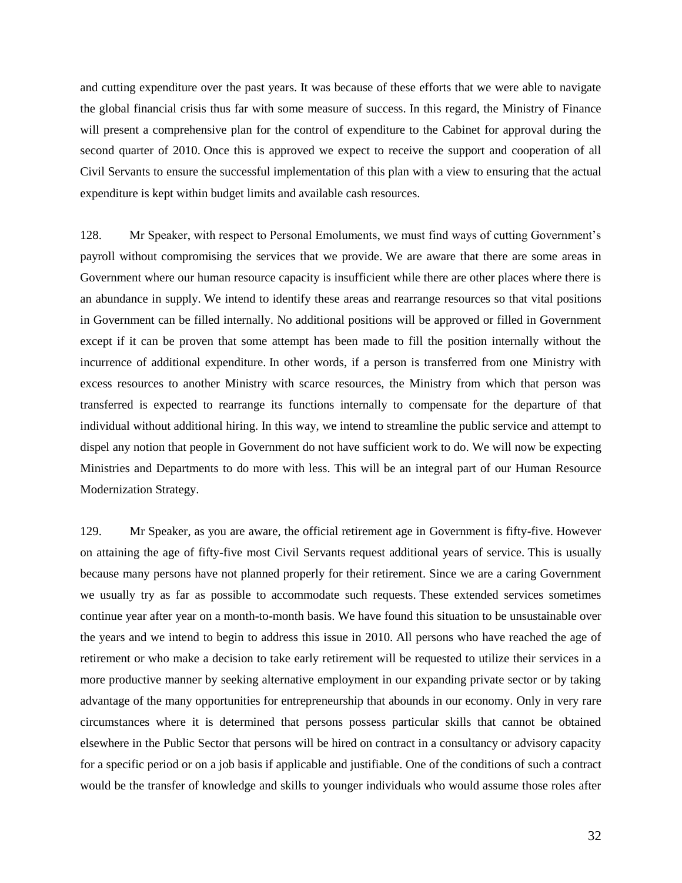and cutting expenditure over the past years. It was because of these efforts that we were able to navigate the global financial crisis thus far with some measure of success. In this regard, the Ministry of Finance will present a comprehensive plan for the control of expenditure to the Cabinet for approval during the second quarter of 2010. Once this is approved we expect to receive the support and cooperation of all Civil Servants to ensure the successful implementation of this plan with a view to ensuring that the actual expenditure is kept within budget limits and available cash resources.

128. Mr Speaker, with respect to Personal Emoluments, we must find ways of cutting Government's payroll without compromising the services that we provide. We are aware that there are some areas in Government where our human resource capacity is insufficient while there are other places where there is an abundance in supply. We intend to identify these areas and rearrange resources so that vital positions in Government can be filled internally. No additional positions will be approved or filled in Government except if it can be proven that some attempt has been made to fill the position internally without the incurrence of additional expenditure. In other words, if a person is transferred from one Ministry with excess resources to another Ministry with scarce resources, the Ministry from which that person was transferred is expected to rearrange its functions internally to compensate for the departure of that individual without additional hiring. In this way, we intend to streamline the public service and attempt to dispel any notion that people in Government do not have sufficient work to do. We will now be expecting Ministries and Departments to do more with less. This will be an integral part of our Human Resource Modernization Strategy.

129. Mr Speaker, as you are aware, the official retirement age in Government is fifty-five. However on attaining the age of fifty-five most Civil Servants request additional years of service. This is usually because many persons have not planned properly for their retirement. Since we are a caring Government we usually try as far as possible to accommodate such requests. These extended services sometimes continue year after year on a month-to-month basis. We have found this situation to be unsustainable over the years and we intend to begin to address this issue in 2010. All persons who have reached the age of retirement or who make a decision to take early retirement will be requested to utilize their services in a more productive manner by seeking alternative employment in our expanding private sector or by taking advantage of the many opportunities for entrepreneurship that abounds in our economy. Only in very rare circumstances where it is determined that persons possess particular skills that cannot be obtained elsewhere in the Public Sector that persons will be hired on contract in a consultancy or advisory capacity for a specific period or on a job basis if applicable and justifiable. One of the conditions of such a contract would be the transfer of knowledge and skills to younger individuals who would assume those roles after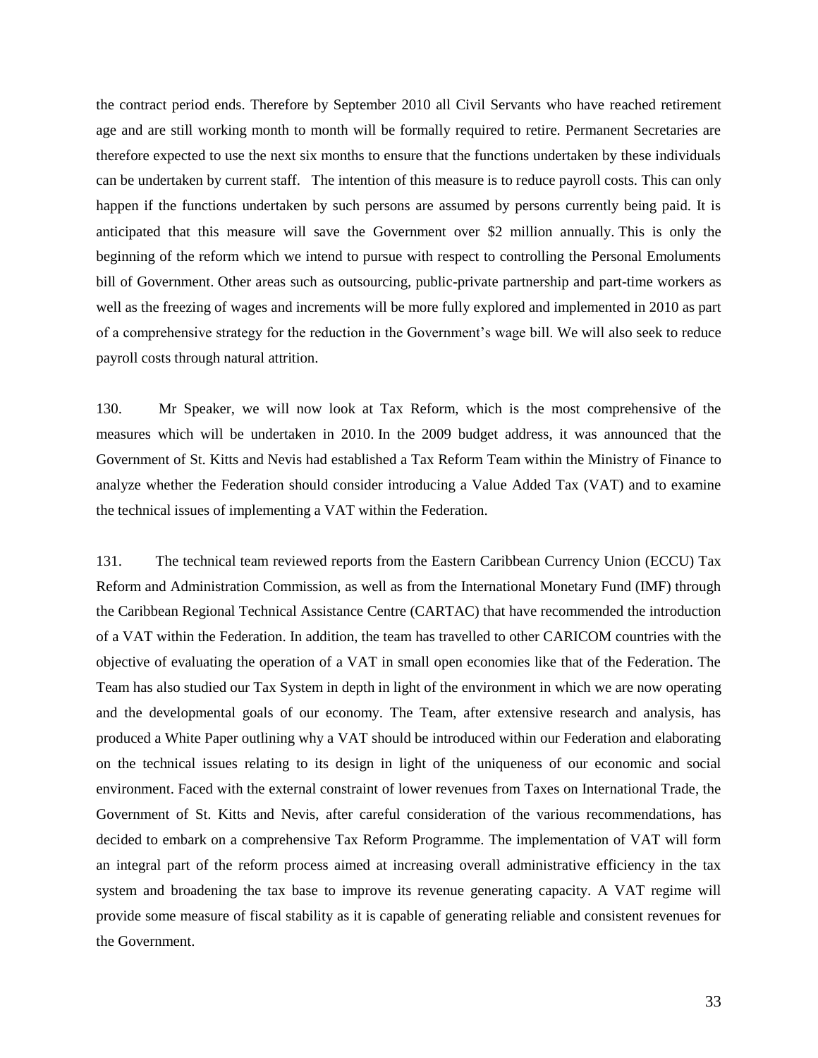the contract period ends. Therefore by September 2010 all Civil Servants who have reached retirement age and are still working month to month will be formally required to retire. Permanent Secretaries are therefore expected to use the next six months to ensure that the functions undertaken by these individuals can be undertaken by current staff. The intention of this measure is to reduce payroll costs. This can only happen if the functions undertaken by such persons are assumed by persons currently being paid. It is anticipated that this measure will save the Government over $2 million annually. This is only the beginning of the reform which we intend to pursue with respect to controlling the Personal Emoluments bill of Government. Other areas such as outsourcing, public-private partnership and part-time workers as well as the freezing of wages and increments will be more fully explored and implemented in 2010 as part of a comprehensive strategy for the reduction in the Government's wage bill. We will also seek to reduce payroll costs through natural attrition.

130. Mr Speaker, we will now look at Tax Reform, which is the most comprehensive of the measures which will be undertaken in 2010. In the 2009 budget address, it was announced that the Government of St. Kitts and Nevis had established a Tax Reform Team within the Ministry of Finance to analyze whether the Federation should consider introducing a Value Added Tax (VAT) and to examine the technical issues of implementing a VAT within the Federation.

131. The technical team reviewed reports from the Eastern Caribbean Currency Union (ECCU) Tax Reform and Administration Commission, as well as from the International Monetary Fund (IMF) through the Caribbean Regional Technical Assistance Centre (CARTAC) that have recommended the introduction of a VAT within the Federation. In addition, the team has travelled to other CARICOM countries with the objective of evaluating the operation of a VAT in small open economies like that of the Federation. The Team has also studied our Tax System in depth in light of the environment in which we are now operating and the developmental goals of our economy. The Team, after extensive research and analysis, has produced a White Paper outlining why a VAT should be introduced within our Federation and elaborating on the technical issues relating to its design in light of the uniqueness of our economic and social environment. Faced with the external constraint of lower revenues from Taxes on International Trade, the Government of St. Kitts and Nevis, after careful consideration of the various recommendations, has decided to embark on a comprehensive Tax Reform Programme. The implementation of VAT will form an integral part of the reform process aimed at increasing overall administrative efficiency in the tax system and broadening the tax base to improve its revenue generating capacity. A VAT regime will provide some measure of fiscal stability as it is capable of generating reliable and consistent revenues for the Government.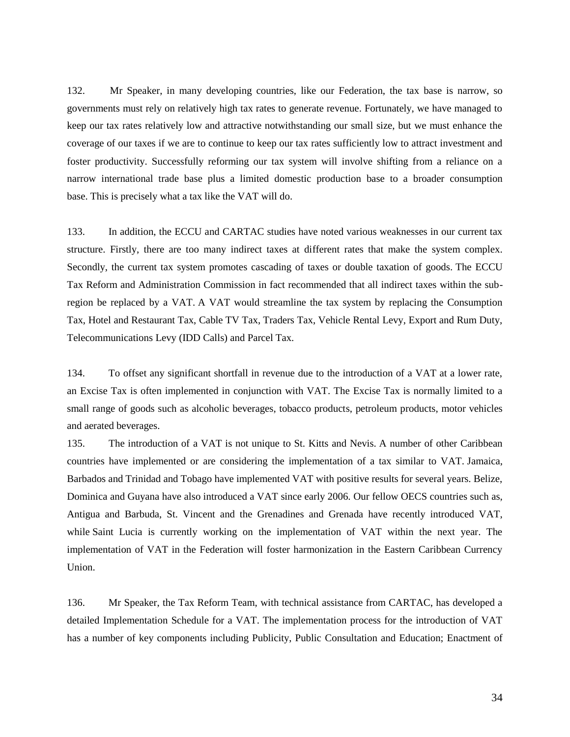132. Mr Speaker, in many developing countries, like our Federation, the tax base is narrow, so governments must rely on relatively high tax rates to generate revenue. Fortunately, we have managed to keep our tax rates relatively low and attractive notwithstanding our small size, but we must enhance the coverage of our taxes if we are to continue to keep our tax rates sufficiently low to attract investment and foster productivity. Successfully reforming our tax system will involve shifting from a reliance on a narrow international trade base plus a limited domestic production base to a broader consumption base. This is precisely what a tax like the VAT will do.

133. In addition, the ECCU and CARTAC studies have noted various weaknesses in our current tax structure. Firstly, there are too many indirect taxes at different rates that make the system complex. Secondly, the current tax system promotes cascading of taxes or double taxation of goods. The ECCU Tax Reform and Administration Commission in fact recommended that all indirect taxes within the sub-region be replaced by a VAT. A VAT would streamline the tax system by replacing the Consumption Tax, Hotel and Restaurant Tax, Cable TV Tax, Traders Tax, Vehicle Rental Levy, Export and Rum Duty, Telecommunications Levy (IDD Calls) and Parcel Tax.

134. To offset any significant shortfall in revenue due to the introduction of a VAT at a lower rate, an Excise Tax is often implemented in conjunction with VAT. The Excise Tax is normally limited to a small range of goods such as alcoholic beverages, tobacco products, petroleum products, motor vehicles and aerated beverages.

135. The introduction of a VAT is not unique to St. Kitts and Nevis. A number of other Caribbean countries have implemented or are considering the implementation of a tax similar to VAT. Jamaica, Barbados and Trinidad and Tobago have implemented VAT with positive results for several years. Belize, Dominica and Guyana have also introduced a VAT since early 2006. Our fellow OECS countries such as, Antigua and Barbuda, St. Vincent and the Grenadines and Grenada have recently introduced VAT, while Saint Lucia is currently working on the implementation of VAT within the next year. The implementation of VAT in the Federation will foster harmonization in the Eastern Caribbean Currency Union.

136. Mr Speaker, the Tax Reform Team, with technical assistance from CARTAC, has developed a detailed Implementation Schedule for a VAT. The implementation process for the introduction of VAT has a number of key components including Publicity, Public Consultation and Education; Enactment of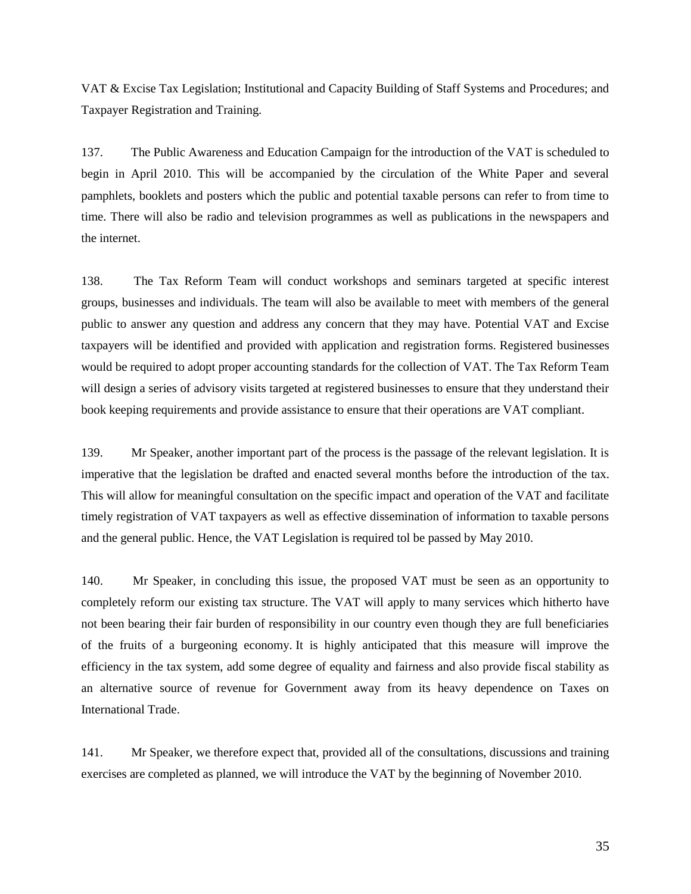VAT & Excise Tax Legislation; Institutional and Capacity Building of Staff Systems and Procedures; and Taxpayer Registration and Training.

137. The Public Awareness and Education Campaign for the introduction of the VAT is scheduled to begin in April 2010. This will be accompanied by the circulation of the White Paper and several pamphlets, booklets and posters which the public and potential taxable persons can refer to from time to time. There will also be radio and television programmes as well as publications in the newspapers and the internet.

138. The Tax Reform Team will conduct workshops and seminars targeted at specific interest groups, businesses and individuals. The team will also be available to meet with members of the general public to answer any question and address any concern that they may have. Potential VAT and Excise taxpayers will be identified and provided with application and registration forms. Registered businesses would be required to adopt proper accounting standards for the collection of VAT. The Tax Reform Team will design a series of advisory visits targeted at registered businesses to ensure that they understand their book keeping requirements and provide assistance to ensure that their operations are VAT compliant.

139. Mr Speaker, another important part of the process is the passage of the relevant legislation. It is imperative that the legislation be drafted and enacted several months before the introduction of the tax. This will allow for meaningful consultation on the specific impact and operation of the VAT and facilitate timely registration of VAT taxpayers as well as effective dissemination of information to taxable persons and the general public. Hence, the VAT Legislation is required tol be passed by May 2010.

140. Mr Speaker, in concluding this issue, the proposed VAT must be seen as an opportunity to completely reform our existing tax structure. The VAT will apply to many services which hitherto have not been bearing their fair burden of responsibility in our country even though they are full beneficiaries of the fruits of a burgeoning economy. It is highly anticipated that this measure will improve the efficiency in the tax system, add some degree of equality and fairness and also provide fiscal stability as an alternative source of revenue for Government away from its heavy dependence on Taxes on International Trade.

141. Mr Speaker, we therefore expect that, provided all of the consultations, discussions and training exercises are completed as planned, we will introduce the VAT by the beginning of November 2010.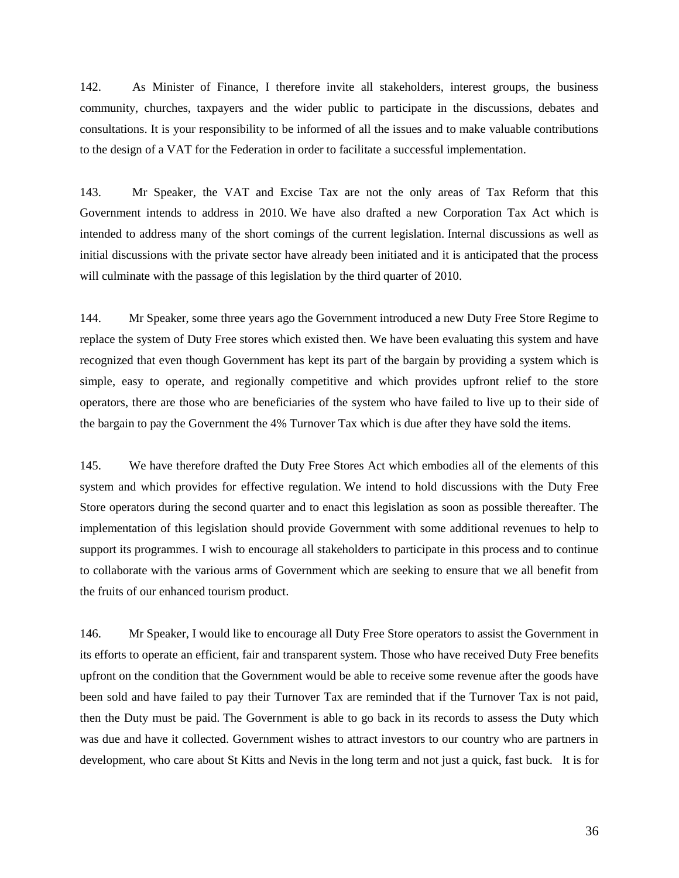142. As Minister of Finance, I therefore invite all stakeholders, interest groups, the business community, churches, taxpayers and the wider public to participate in the discussions, debates and consultations. It is your responsibility to be informed of all the issues and to make valuable contributions to the design of a VAT for the Federation in order to facilitate a successful implementation.

143. Mr Speaker, the VAT and Excise Tax are not the only areas of Tax Reform that this Government intends to address in 2010. We have also drafted a new Corporation Tax Act which is intended to address many of the short comings of the current legislation. Internal discussions as well as initial discussions with the private sector have already been initiated and it is anticipated that the process will culminate with the passage of this legislation by the third quarter of 2010.

144. Mr Speaker, some three years ago the Government introduced a new Duty Free Store Regime to replace the system of Duty Free stores which existed then. We have been evaluating this system and have recognized that even though Government has kept its part of the bargain by providing a system which is simple, easy to operate, and regionally competitive and which provides upfront relief to the store operators, there are those who are beneficiaries of the system who have failed to live up to their side of the bargain to pay the Government the 4% Turnover Tax which is due after they have sold the items.

145. We have therefore drafted the Duty Free Stores Act which embodies all of the elements of this system and which provides for effective regulation. We intend to hold discussions with the Duty Free Store operators during the second quarter and to enact this legislation as soon as possible thereafter. The implementation of this legislation should provide Government with some additional revenues to help to support its programmes. I wish to encourage all stakeholders to participate in this process and to continue to collaborate with the various arms of Government which are seeking to ensure that we all benefit from the fruits of our enhanced tourism product.

146. Mr Speaker, I would like to encourage all Duty Free Store operators to assist the Government in its efforts to operate an efficient, fair and transparent system. Those who have received Duty Free benefits upfront on the condition that the Government would be able to receive some revenue after the goods have been sold and have failed to pay their Turnover Tax are reminded that if the Turnover Tax is not paid, then the Duty must be paid. The Government is able to go back in its records to assess the Duty which was due and have it collected. Government wishes to attract investors to our country who are partners in development, who care about St Kitts and Nevis in the long term and not just a quick, fast buck. It is for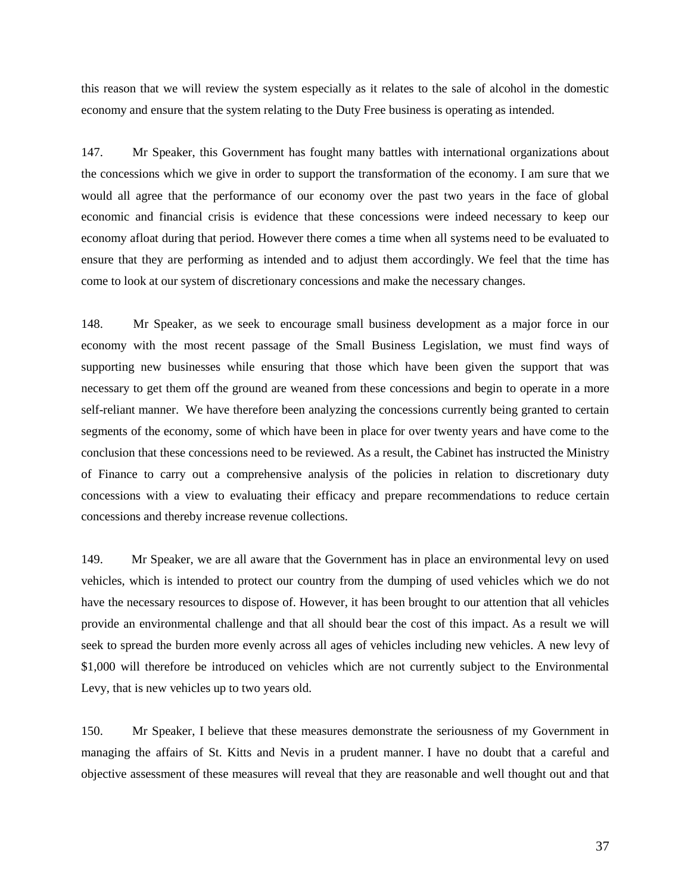this reason that we will review the system especially as it relates to the sale of alcohol in the domestic economy and ensure that the system relating to the Duty Free business is operating as intended.

147. Mr Speaker, this Government has fought many battles with international organizations about the concessions which we give in order to support the transformation of the economy. I am sure that we would all agree that the performance of our economy over the past two years in the face of global economic and financial crisis is evidence that these concessions were indeed necessary to keep our economy afloat during that period. However there comes a time when all systems need to be evaluated to ensure that they are performing as intended and to adjust them accordingly. We feel that the time has come to look at our system of discretionary concessions and make the necessary changes.

148. Mr Speaker, as we seek to encourage small business development as a major force in our economy with the most recent passage of the Small Business Legislation, we must find ways of supporting new businesses while ensuring that those which have been given the support that was necessary to get them off the ground are weaned from these concessions and begin to operate in a more self-reliant manner. We have therefore been analyzing the concessions currently being granted to certain segments of the economy, some of which have been in place for over twenty years and have come to the conclusion that these concessions need to be reviewed. As a result, the Cabinet has instructed the Ministry of Finance to carry out a comprehensive analysis of the policies in relation to discretionary duty concessions with a view to evaluating their efficacy and prepare recommendations to reduce certain concessions and thereby increase revenue collections.

149. Mr Speaker, we are all aware that the Government has in place an environmental levy on used vehicles, which is intended to protect our country from the dumping of used vehicles which we do not have the necessary resources to dispose of. However, it has been brought to our attention that all vehicles provide an environmental challenge and that all should bear the cost of this impact. As a result we will seek to spread the burden more evenly across all ages of vehicles including new vehicles. A new levy of $1,000 will therefore be introduced on vehicles which are not currently subject to the Environmental Levy, that is new vehicles up to two years old.

150. Mr Speaker, I believe that these measures demonstrate the seriousness of my Government in managing the affairs of St. Kitts and Nevis in a prudent manner. I have no doubt that a careful and objective assessment of these measures will reveal that they are reasonable and well thought out and that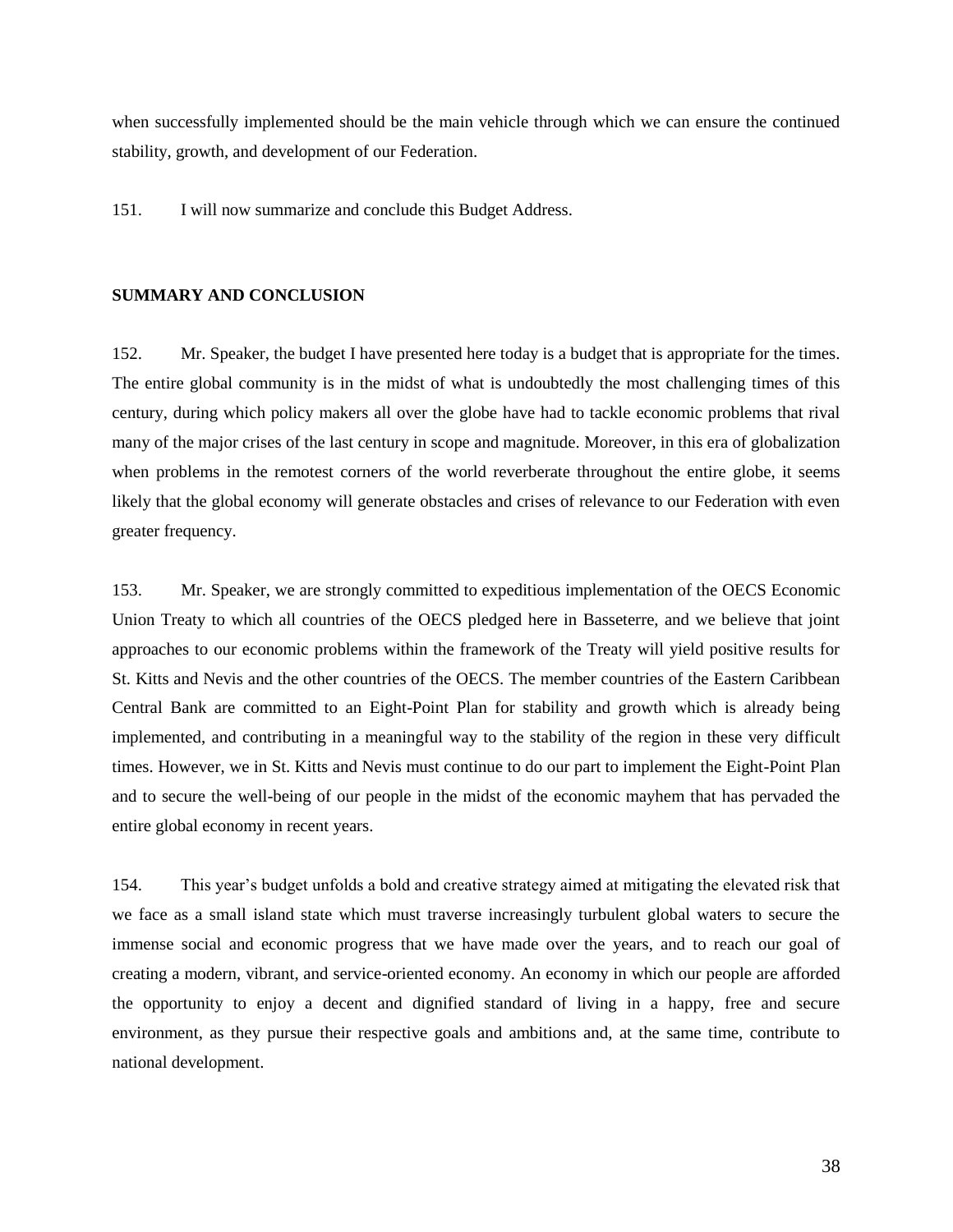when successfully implemented should be the main vehicle through which we can ensure the continued stability, growth, and development of our Federation.

151. I will now summarize and conclude this Budget Address.

## SUMMARY AND CONCLUSION

152. Mr. Speaker, the budget I have presented here today is a budget that is appropriate for the times. The entire global community is in the midst of what is undoubtedly the most challenging times of this century, during which policy makers all over the globe have had to tackle economic problems that rival many of the major crises of the last century in scope and magnitude. Moreover, in this era of globalization when problems in the remotest corners of the world reverberate throughout the entire globe, it seems likely that the global economy will generate obstacles and crises of relevance to our Federation with even greater frequency.

153. Mr. Speaker, we are strongly committed to expeditious implementation of the OECS Economic Union Treaty to which all countries of the OECS pledged here in Basseterre, and we believe that joint approaches to our economic problems within the framework of the Treaty will yield positive results for St. Kitts and Nevis and the other countries of the OECS. The member countries of the Eastern Caribbean Central Bank are committed to an Eight-Point Plan for stability and growth which is already being implemented, and contributing in a meaningful way to the stability of the region in these very difficult times. However, we in St. Kitts and Nevis must continue to do our part to implement the Eight-Point Plan and to secure the well-being of our people in the midst of the economic mayhem that has pervaded the entire global economy in recent years.

154. This year's budget unfolds a bold and creative strategy aimed at mitigating the elevated risk that we face as a small island state which must traverse increasingly turbulent global waters to secure the immense social and economic progress that we have made over the years, and to reach our goal of creating a modern, vibrant, and service-oriented economy. An economy in which our people are afforded the opportunity to enjoy a decent and dignified standard of living in a happy, free and secure environment, as they pursue their respective goals and ambitions and, at the same time, contribute to national development.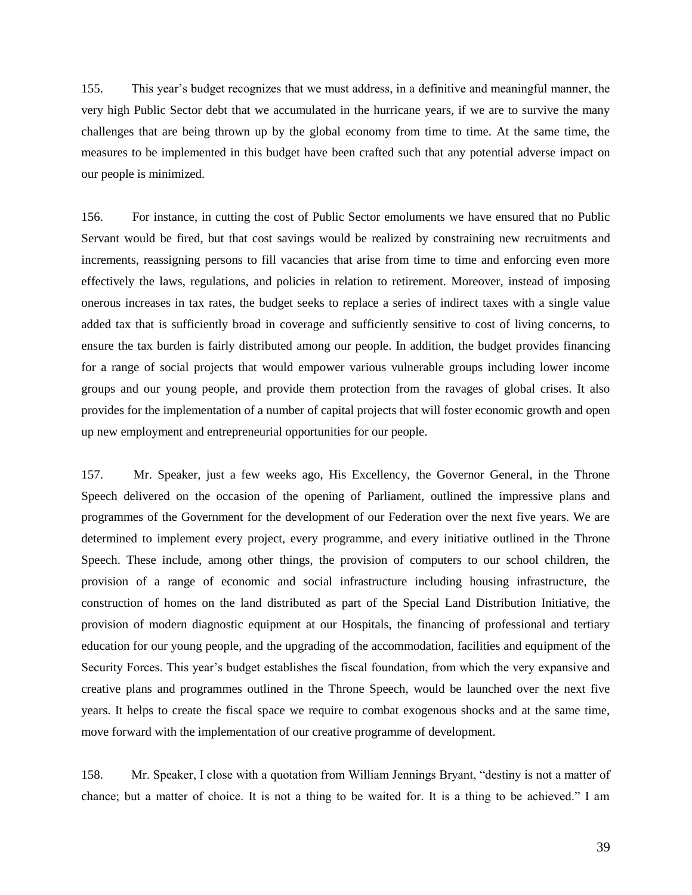155. This year's budget recognizes that we must address, in a definitive and meaningful manner, the very high Public Sector debt that we accumulated in the hurricane years, if we are to survive the many challenges that are being thrown up by the global economy from time to time. At the same time, the measures to be implemented in this budget have been crafted such that any potential adverse impact on our people is minimized.

156. For instance, in cutting the cost of Public Sector emoluments we have ensured that no Public Servant would be fired, but that cost savings would be realized by constraining new recruitments and increments, reassigning persons to fill vacancies that arise from time to time and enforcing even more effectively the laws, regulations, and policies in relation to retirement. Moreover, instead of imposing onerous increases in tax rates, the budget seeks to replace a series of indirect taxes with a single value added tax that is sufficiently broad in coverage and sufficiently sensitive to cost of living concerns, to ensure the tax burden is fairly distributed among our people. In addition, the budget provides financing for a range of social projects that would empower various vulnerable groups including lower income groups and our young people, and provide them protection from the ravages of global crises. It also provides for the implementation of a number of capital projects that will foster economic growth and open up new employment and entrepreneurial opportunities for our people.

157. Mr. Speaker, just a few weeks ago, His Excellency, the Governor General, in the Throne Speech delivered on the occasion of the opening of Parliament, outlined the impressive plans and programmes of the Government for the development of our Federation over the next five years. We are determined to implement every project, every programme, and every initiative outlined in the Throne Speech. These include, among other things, the provision of computers to our school children, the provision of a range of economic and social infrastructure including housing infrastructure, the construction of homes on the land distributed as part of the Special Land Distribution Initiative, the provision of modern diagnostic equipment at our Hospitals, the financing of professional and tertiary education for our young people, and the upgrading of the accommodation, facilities and equipment of the Security Forces. This year's budget establishes the fiscal foundation, from which the very expansive and creative plans and programmes outlined in the Throne Speech, would be launched over the next five years. It helps to create the fiscal space we require to combat exogenous shocks and at the same time, move forward with the implementation of our creative programme of development.

158. Mr. Speaker, I close with a quotation from William Jennings Bryant, "destiny is not a matter of chance; but a matter of choice. It is not a thing to be waited for. It is a thing to be achieved." I am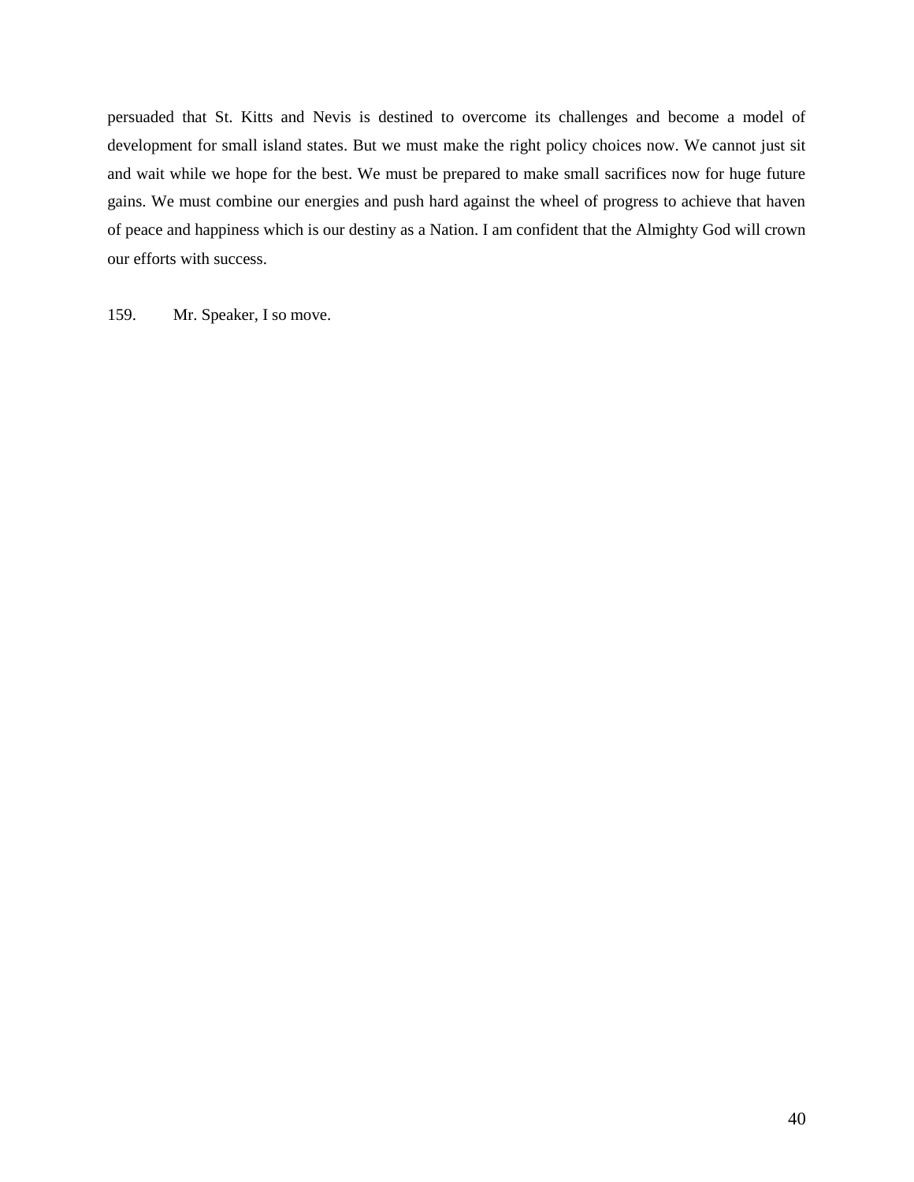persuaded that St. Kitts and Nevis is destined to overcome its challenges and become a model of development for small island states. But we must make the right policy choices now. We cannot just sit and wait while we hope for the best. We must be prepared to make small sacrifices now for huge future gains. We must combine our energies and push hard against the wheel of progress to achieve that haven of peace and happiness which is our destiny as a Nation. I am confident that the Almighty God will crown our efforts with success.

159. Mr. Speaker, I so move.